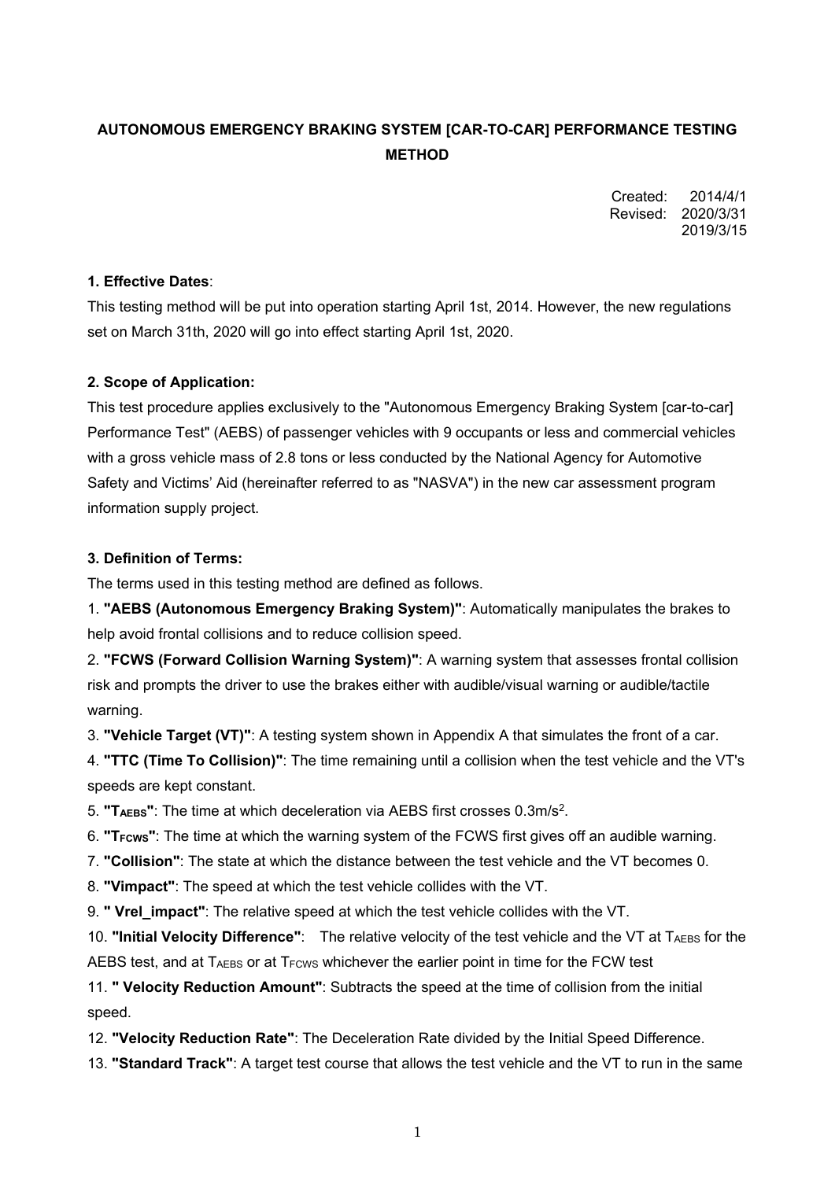# AUTONOMOUS EMERGENCY BRAKING SYSTEM [CAR-TO-CAR] PERFORMANCE TESTING METHOD

Created: 2014/4/1
Revised: 2020/3/31
2019/3/15

**1. Effective Dates**:

This testing method will be put into operation starting April 1st, 2014. However, the new regulations set on March 31th, 2020 will go into effect starting April 1st, 2020.

**2. Scope of Application:**

This test procedure applies exclusively to the "Autonomous Emergency Braking System [car-to-car] Performance Test" (AEBS) of passenger vehicles with 9 occupants or less and commercial vehicles with a gross vehicle mass of 2.8 tons or less conducted by the National Agency for Automotive Safety and Victims' Aid (hereinafter referred to as "NASVA") in the new car assessment program information supply project.

**3. Definition of Terms:**

The terms used in this testing method are defined as follows.

1. **"AEBS (Autonomous Emergency Braking System)"**: Automatically manipulates the brakes to help avoid frontal collisions and to reduce collision speed.
2. **"FCWS (Forward Collision Warning System)"**: A warning system that assesses frontal collision risk and prompts the driver to use the brakes either with audible/visual warning or audible/tactile warning.
3. **"Vehicle Target (VT)"**: A testing system shown in Appendix A that simulates the front of a car.
4. **"TTC (Time To Collision)"**: The time remaining until a collision when the test vehicle and the VT's speeds are kept constant.
5. **"$T_{AEBS}$"**: The time at which deceleration via AEBS first crosses $0.3 m/s^2$.
6. **"$T_{FCWS}$"**: The time at which the warning system of the FCWS first gives off an audible warning.
7. **"Collision"**: The state at which the distance between the test vehicle and the VT becomes 0.
8. **"Vimpact"**: The speed at which the test vehicle collides with the VT.
9. **" Vrel_impact"**: The relative speed at which the test vehicle collides with the VT.
10. **"Initial Velocity Difference"**: The relative velocity of the test vehicle and the VT at $T_{AEBS}$ for the AEBS test, and at $T_{AEBS}$ or at $T_{FCWS}$ whichever the earlier point in time for the FCW test
11. **" Velocity Reduction Amount"**: Subtracts the speed at the time of collision from the initial speed.
12. **"Velocity Reduction Rate"**: The Deceleration Rate divided by the Initial Speed Difference.
13. **"Standard Track"**: A target test course that allows the test vehicle and the VT to run in the same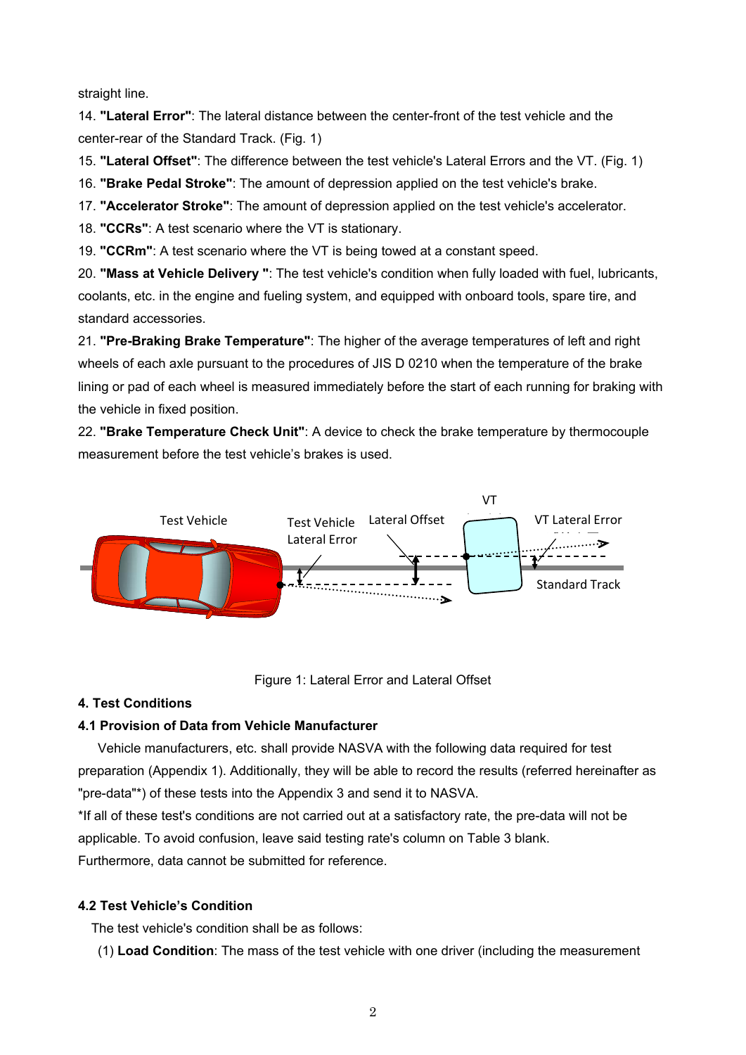straight line.

14. **"Lateral Error"**: The lateral distance between the center-front of the test vehicle and the center-rear of the Standard Track. (Fig. 1)
15. **"Lateral Offset"**: The difference between the test vehicle's Lateral Errors and the VT. (Fig. 1)
16. **"Brake Pedal Stroke"**: The amount of depression applied on the test vehicle's brake.
17. **"Accelerator Stroke"**: The amount of depression applied on the test vehicle's accelerator.
18. **"CCRs"**: A test scenario where the VT is stationary.
19. **"CCRm"**: A test scenario where the VT is being towed at a constant speed.
20. **"Mass at Vehicle Delivery "**: The test vehicle's condition when fully loaded with fuel, lubricants, coolants, etc. in the engine and fueling system, and equipped with onboard tools, spare tire, and standard accessories.
21. **"Pre-Braking Brake Temperature"**: The higher of the average temperatures of left and right wheels of each axle pursuant to the procedures of JIS D 0210 when the temperature of the brake lining or pad of each wheel is measured immediately before the start of each running for braking with the vehicle in fixed position.
22. **"Brake Temperature Check Unit"**: A device to check the brake temperature by thermocouple measurement before the test vehicle's brakes is used.

Test Vehicle | Test Vehicle Lateral Error | Lateral Offset | VT | VT Lateral Error | Standard Track

Figure 1: Lateral Error and Lateral Offset

### 4. Test Conditions

#### 4.1 Provision of Data from Vehicle Manufacturer

Vehicle manufacturers, etc. shall provide NASVA with the following data required for test preparation (Appendix 1). Additionally, they will be able to record the results (referred hereinafter as "pre-data"*) of these tests into the Appendix 3 and send it to NASVA.

*If all of these test's conditions are not carried out at a satisfactory rate, the pre-data will not be applicable. To avoid confusion, leave said testing rate's column on Table 3 blank.

Furthermore, data cannot be submitted for reference.

#### 4.2 Test Vehicle's Condition

The test vehicle's condition shall be as follows:

(1) **Load Condition**: The mass of the test vehicle with one driver (including the measurement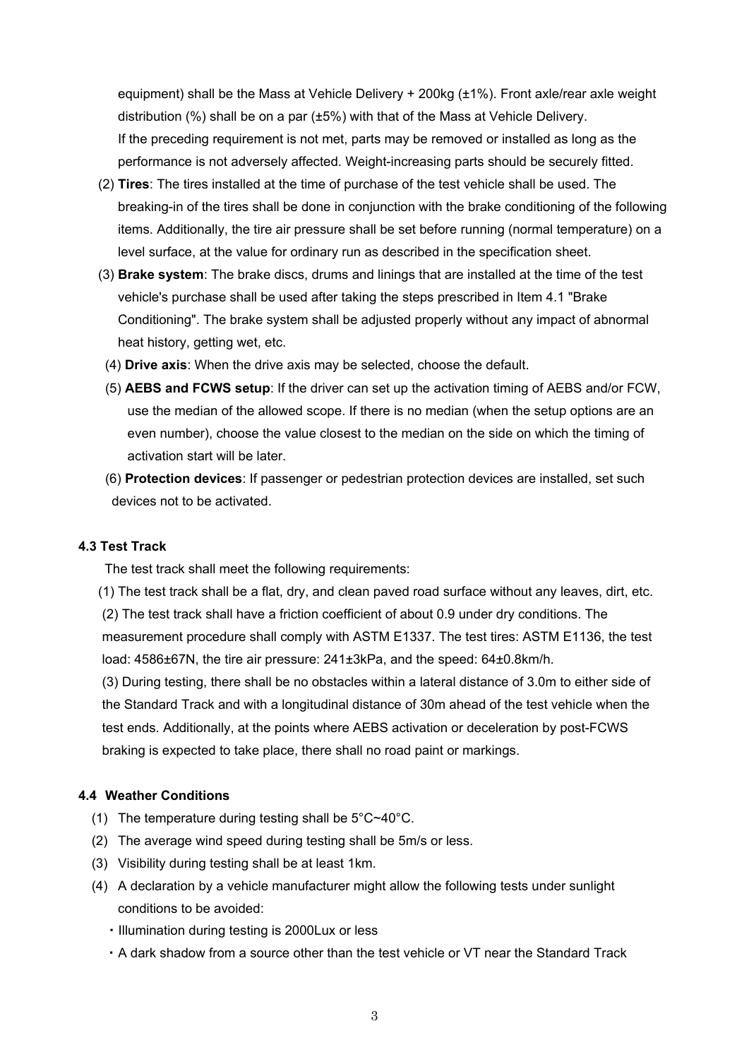equipment) shall be the Mass at Vehicle Delivery + 200kg (±1%). Front axle/rear axle weight distribution (%) shall be on a par (±5%) with that of the Mass at Vehicle Delivery.
If the preceding requirement is not met, parts may be removed or installed as long as the performance is not adversely affected. Weight-increasing parts should be securely fitted.

(2) **Tires**: The tires installed at the time of purchase of the test vehicle shall be used. The breaking-in of the tires shall be done in conjunction with the brake conditioning of the following items. Additionally, the tire air pressure shall be set before running (normal temperature) on a level surface, at the value for ordinary run as described in the specification sheet.

(3) **Brake system**: The brake discs, drums and linings that are installed at the time of the test vehicle's purchase shall be used after taking the steps prescribed in Item 4.1 "Brake Conditioning". The brake system shall be adjusted properly without any impact of abnormal heat history, getting wet, etc.

(4) **Drive axis**: When the drive axis may be selected, choose the default.

(5) **AEBS and FCWS setup**: If the driver can set up the activation timing of AEBS and/or FCW, use the median of the allowed scope. If there is no median (when the setup options are an even number), choose the value closest to the median on the side on which the timing of activation start will be later.

(6) **Protection devices**: If passenger or pedestrian protection devices are installed, set such devices not to be activated.

### 4.3 Test Track

The test track shall meet the following requirements:

(1) The test track shall be a flat, dry, and clean paved road surface without any leaves, dirt, etc.

(2) The test track shall have a friction coefficient of about 0.9 under dry conditions. The measurement procedure shall comply with ASTM E1337. The test tires: ASTM E1136, the test load: 4586±67N, the tire air pressure: 241±3kPa, and the speed: 64±0.8km/h.

(3) During testing, there shall be no obstacles within a lateral distance of 3.0m to either side of the Standard Track and with a longitudinal distance of 30m ahead of the test vehicle when the test ends. Additionally, at the points where AEBS activation or deceleration by post-FCWS braking is expected to take place, there shall no road paint or markings.

### 4.4 Weather Conditions

(1) The temperature during testing shall be 5°C~40°C.

(2) The average wind speed during testing shall be 5m/s or less.

(3) Visibility during testing shall be at least 1km.

(4) A declaration by a vehicle manufacturer might allow the following tests under sunlight conditions to be avoided:

- Illumination during testing is 2000Lux or less
- A dark shadow from a source other than the test vehicle or VT near the Standard Track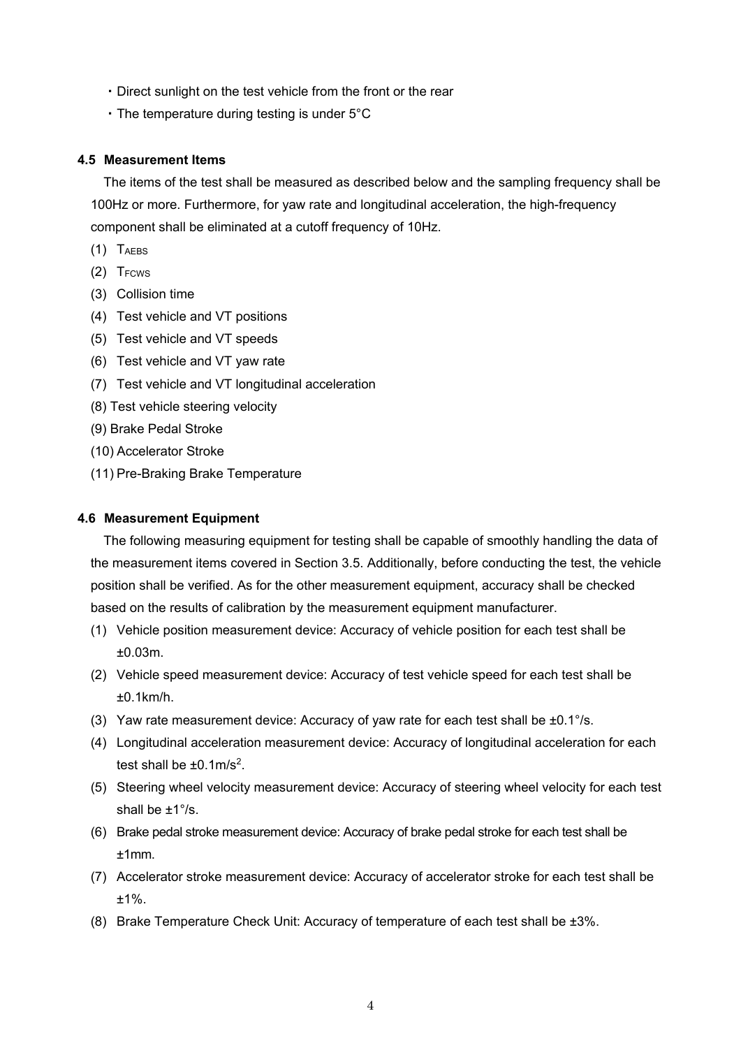- ・Direct sunlight on the test vehicle from the front or the rear
- ・The temperature during testing is under 5°C

### 4.5 Measurement Items

The items of the test shall be measured as described below and the sampling frequency shall be 100Hz or more. Furthermore, for yaw rate and longitudinal acceleration, the high-frequency component shall be eliminated at a cutoff frequency of 10Hz.

(1) $T_{AEBS}$
(2) $T_{FCWS}$
(3) Collision time
(4) Test vehicle and VT positions
(5) Test vehicle and VT speeds
(6) Test vehicle and VT yaw rate
(7) Test vehicle and VT longitudinal acceleration
(8) Test vehicle steering velocity
(9) Brake Pedal Stroke
(10) Accelerator Stroke
(11) Pre-Braking Brake Temperature

### 4.6 Measurement Equipment

The following measuring equipment for testing shall be capable of smoothly handling the data of the measurement items covered in Section 3.5. Additionally, before conducting the test, the vehicle position shall be verified. As for the other measurement equipment, accuracy shall be checked based on the results of calibration by the measurement equipment manufacturer.

(1) Vehicle position measurement device: Accuracy of vehicle position for each test shall be ±0.03m.
(2) Vehicle speed measurement device: Accuracy of test vehicle speed for each test shall be ±0.1km/h.
(3) Yaw rate measurement device: Accuracy of yaw rate for each test shall be ±0.1°/s.
(4) Longitudinal acceleration measurement device: Accuracy of longitudinal acceleration for each test shall be ±0.1m/s$^2$.
(5) Steering wheel velocity measurement device: Accuracy of steering wheel velocity for each test shall be ±1°/s.
(6) Brake pedal stroke measurement device: Accuracy of brake pedal stroke for each test shall be ±1mm.
(7) Accelerator stroke measurement device: Accuracy of accelerator stroke for each test shall be ±1%.
(8) Brake Temperature Check Unit: Accuracy of temperature of each test shall be ±3%.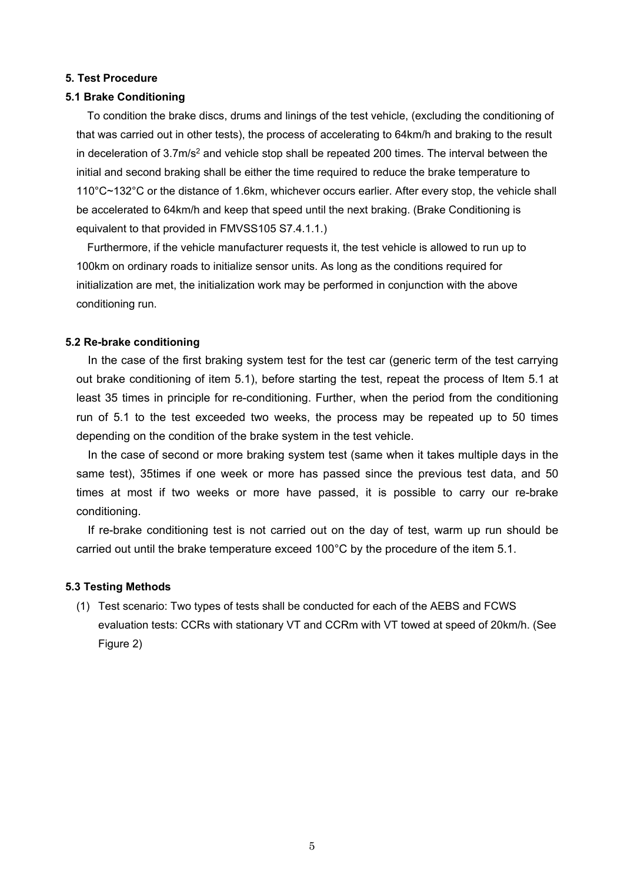## 5. Test Procedure

### 5.1 Brake Conditioning

To condition the brake discs, drums and linings of the test vehicle, (excluding the conditioning of that was carried out in other tests), the process of accelerating to 64km/h and braking to the result in deceleration of 3.7m/s$^2$ and vehicle stop shall be repeated 200 times. The interval between the initial and second braking shall be either the time required to reduce the brake temperature to 110°C~132°C or the distance of 1.6km, whichever occurs earlier. After every stop, the vehicle shall be accelerated to 64km/h and keep that speed until the next braking. (Brake Conditioning is equivalent to that provided in FMVSS105 S7.4.1.1.)

Furthermore, if the vehicle manufacturer requests it, the test vehicle is allowed to run up to 100km on ordinary roads to initialize sensor units. As long as the conditions required for initialization are met, the initialization work may be performed in conjunction with the above conditioning run.

### 5.2 Re-brake conditioning

In the case of the first braking system test for the test car (generic term of the test carrying out brake conditioning of item 5.1), before starting the test, repeat the process of Item 5.1 at least 35 times in principle for re-conditioning. Further, when the period from the conditioning run of 5.1 to the test exceeded two weeks, the process may be repeated up to 50 times depending on the condition of the brake system in the test vehicle.

In the case of second or more braking system test (same when it takes multiple days in the same test), 35times if one week or more has passed since the previous test data, and 50 times at most if two weeks or more have passed, it is possible to carry our re-brake conditioning.

If re-brake conditioning test is not carried out on the day of test, warm up run should be carried out until the brake temperature exceed 100°C by the procedure of the item 5.1.

### 5.3 Testing Methods

(1) Test scenario: Two types of tests shall be conducted for each of the AEBS and FCWS evaluation tests: CCRs with stationary VT and CCRm with VT towed at speed of 20km/h. (See Figure 2)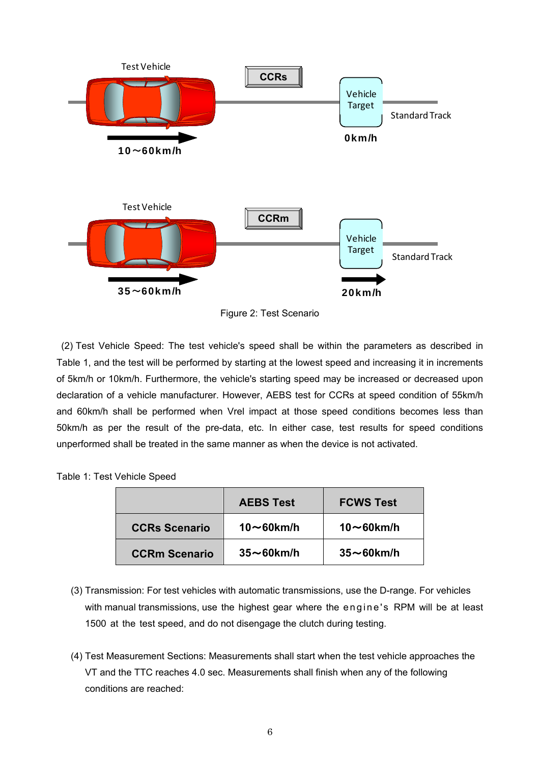Test Vehicle

CCRs

Vehicle Target

Standard Track

10～60km/h

0km/h

Test Vehicle

CCRm

Vehicle Target

Standard Track

35～60km/h

20km/h

Figure 2: Test Scenario

(2) Test Vehicle Speed: The test vehicle's speed shall be within the parameters as described in Table 1, and the test will be performed by starting at the lowest speed and increasing it in increments of 5km/h or 10km/h. Furthermore, the vehicle's starting speed may be increased or decreased upon declaration of a vehicle manufacturer. However, AEBS test for CCRs at speed condition of 55km/h and 60km/h shall be performed when Vrel impact at those speed conditions becomes less than 50km/h as per the result of the pre-data, etc. In either case, test results for speed conditions unperformed shall be treated in the same manner as when the device is not activated.

Table 1: Test Vehicle Speed

| | AEBS Test | FCWS Test |
|---|---|---|
| CCRs Scenario | 10～60km/h | 10～60km/h |
| CCRm Scenario | 35～60km/h | 35～60km/h |

(3) Transmission: For test vehicles with automatic transmissions, use the D-range. For vehicles with manual transmissions, use the highest gear where the engine's RPM will be at least 1500 at the test speed, and do not disengage the clutch during testing.

(4) Test Measurement Sections: Measurements shall start when the test vehicle approaches the VT and the TTC reaches 4.0 sec. Measurements shall finish when any of the following conditions are reached: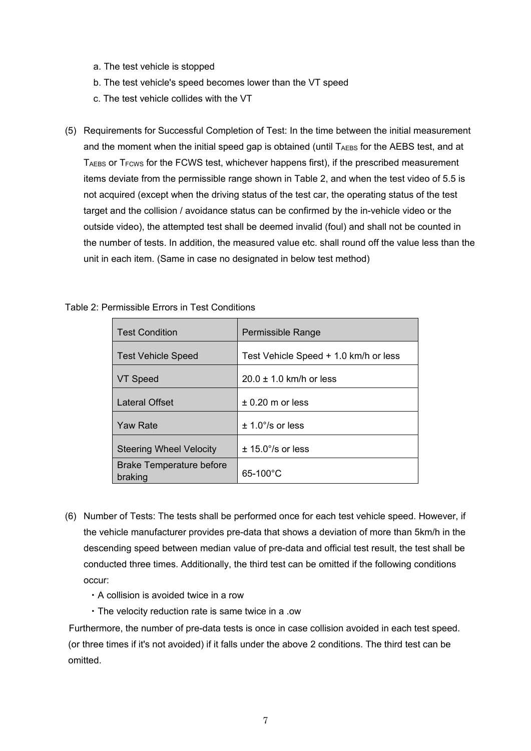a. The test vehicle is stopped

b. The test vehicle's speed becomes lower than the VT speed

c. The test vehicle collides with the VT

(5) Requirements for Successful Completion of Test: In the time between the initial measurement and the moment when the initial speed gap is obtained (until $T_{AEBS}$ for the AEBS test, and at $T_{AEBS}$ or $T_{FCWS}$ for the FCWS test, whichever happens first), if the prescribed measurement items deviate from the permissible range shown in Table 2, and when the test video of 5.5 is not acquired (except when the driving status of the test car, the operating status of the test target and the collision / avoidance status can be confirmed by the in-vehicle video or the outside video), the attempted test shall be deemed invalid (foul) and shall not be counted in the number of tests. In addition, the measured value etc. shall round off the value less than the unit in each item. (Same in case no designated in below test method)

Table 2: Permissible Errors in Test Conditions

| Test Condition | Permissible Range |
|---|---|
| Test Vehicle Speed | Test Vehicle Speed + 1.0 km/h or less |
| VT Speed | 20.0 ± 1.0 km/h or less |
| Lateral Offset | ± 0.20 m or less |
| Yaw Rate | ± 1.0°/s or less |
| Steering Wheel Velocity | ± 15.0°/s or less |
| Brake Temperature before braking | 65-100°C |

(6) Number of Tests: The tests shall be performed once for each test vehicle speed. However, if the vehicle manufacturer provides pre-data that shows a deviation of more than 5km/h in the descending speed between median value of pre-data and official test result, the test shall be conducted three times. Additionally, the third test can be omitted if the following conditions occur:

- A collision is avoided twice in a row
- The velocity reduction rate is same twice in a .ow

Furthermore, the number of pre-data tests is once in case collision avoided in each test speed. (or three times if it's not avoided) if it falls under the above 2 conditions. The third test can be omitted.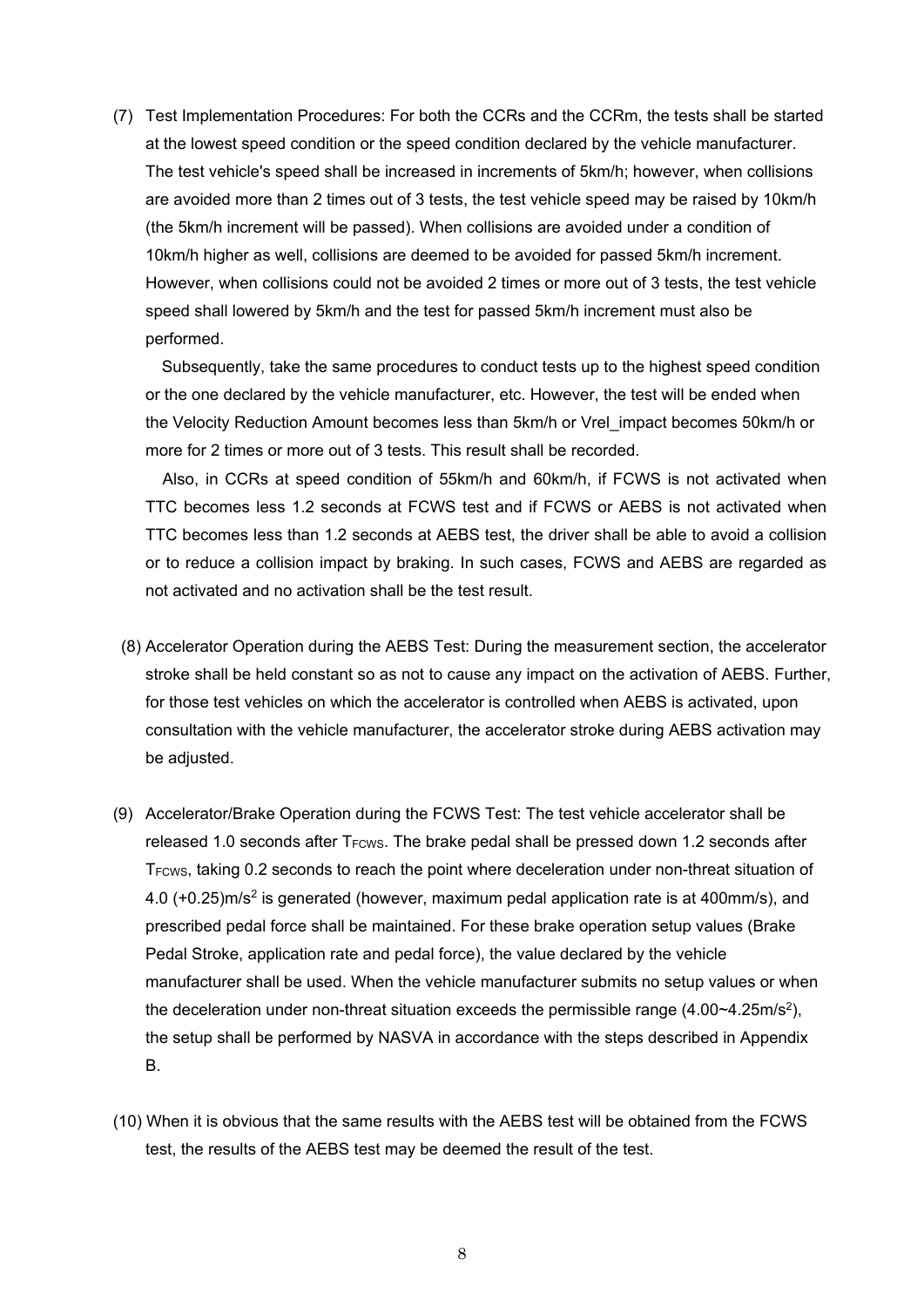(7) Test Implementation Procedures: For both the CCRs and the CCRm, the tests shall be started at the lowest speed condition or the speed condition declared by the vehicle manufacturer. The test vehicle's speed shall be increased in increments of 5km/h; however, when collisions are avoided more than 2 times out of 3 tests, the test vehicle speed may be raised by 10km/h (the 5km/h increment will be passed). When collisions are avoided under a condition of 10km/h higher as well, collisions are deemed to be avoided for passed 5km/h increment. However, when collisions could not be avoided 2 times or more out of 3 tests, the test vehicle speed shall lowered by 5km/h and the test for passed 5km/h increment must also be performed.

Subsequently, take the same procedures to conduct tests up to the highest speed condition or the one declared by the vehicle manufacturer, etc. However, the test will be ended when the Velocity Reduction Amount becomes less than 5km/h or Vrel_impact becomes 50km/h or more for 2 times or more out of 3 tests. This result shall be recorded.

Also, in CCRs at speed condition of 55km/h and 60km/h, if FCWS is not activated when TTC becomes less 1.2 seconds at FCWS test and if FCWS or AEBS is not activated when TTC becomes less than 1.2 seconds at AEBS test, the driver shall be able to avoid a collision or to reduce a collision impact by braking. In such cases, FCWS and AEBS are regarded as not activated and no activation shall be the test result.

(8) Accelerator Operation during the AEBS Test: During the measurement section, the accelerator stroke shall be held constant so as not to cause any impact on the activation of AEBS. Further, for those test vehicles on which the accelerator is controlled when AEBS is activated, upon consultation with the vehicle manufacturer, the accelerator stroke during AEBS activation may be adjusted.

(9) Accelerator/Brake Operation during the FCWS Test: The test vehicle accelerator shall be released 1.0 seconds after $T_{FCWS}$. The brake pedal shall be pressed down 1.2 seconds after $T_{FCWS}$, taking 0.2 seconds to reach the point where deceleration under non-threat situation of 4.0 (+0.25)m/s$^2$ is generated (however, maximum pedal application rate is at 400mm/s), and prescribed pedal force shall be maintained. For these brake operation setup values (Brake Pedal Stroke, application rate and pedal force), the value declared by the vehicle manufacturer shall be used. When the vehicle manufacturer submits no setup values or when the deceleration under non-threat situation exceeds the permissible range (4.00~4.25m/s$^2$), the setup shall be performed by NASVA in accordance with the steps described in Appendix B.

(10) When it is obvious that the same results with the AEBS test will be obtained from the FCWS test, the results of the AEBS test may be deemed the result of the test.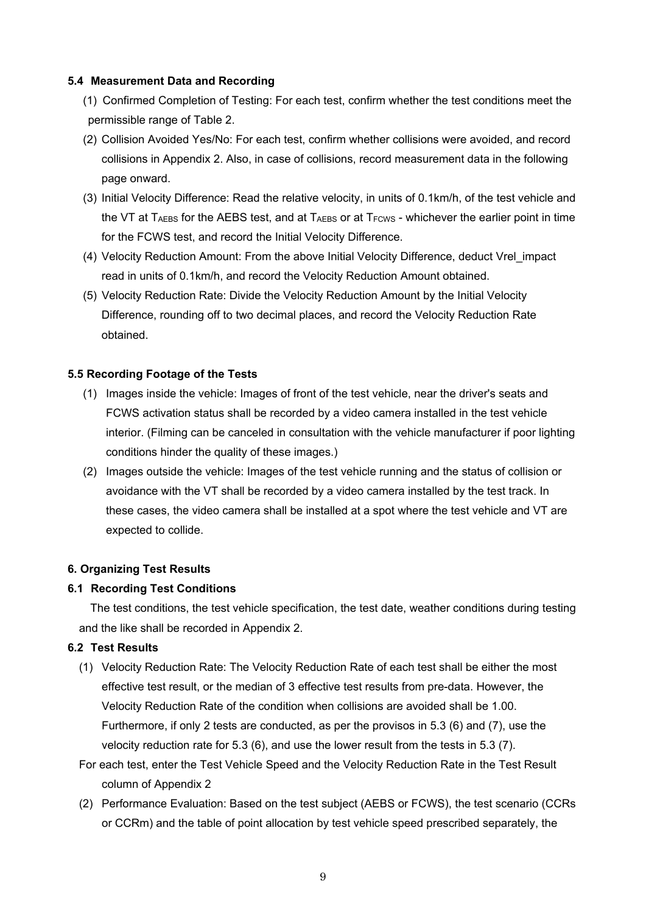### 5.4 Measurement Data and Recording

(1) Confirmed Completion of Testing: For each test, confirm whether the test conditions meet the permissible range of Table 2.

(2) Collision Avoided Yes/No: For each test, confirm whether collisions were avoided, and record collisions in Appendix 2. Also, in case of collisions, record measurement data in the following page onward.

(3) Initial Velocity Difference: Read the relative velocity, in units of 0.1km/h, of the test vehicle and the VT at $T_{AEBS}$ for the AEBS test, and at $T_{AEBS}$ or at $T_{FCWS}$ - whichever the earlier point in time for the FCWS test, and record the Initial Velocity Difference.

(4) Velocity Reduction Amount: From the above Initial Velocity Difference, deduct Vrel_impact read in units of 0.1km/h, and record the Velocity Reduction Amount obtained.

(5) Velocity Reduction Rate: Divide the Velocity Reduction Amount by the Initial Velocity Difference, rounding off to two decimal places, and record the Velocity Reduction Rate obtained.

### 5.5 Recording Footage of the Tests

(1) Images inside the vehicle: Images of front of the test vehicle, near the driver's seats and FCWS activation status shall be recorded by a video camera installed in the test vehicle interior. (Filming can be canceled in consultation with the vehicle manufacturer if poor lighting conditions hinder the quality of these images.)

(2) Images outside the vehicle: Images of the test vehicle running and the status of collision or avoidance with the VT shall be recorded by a video camera installed by the test track. In these cases, the video camera shall be installed at a spot where the test vehicle and VT are expected to collide.

## 6. Organizing Test Results

### 6.1 Recording Test Conditions

The test conditions, the test vehicle specification, the test date, weather conditions during testing and the like shall be recorded in Appendix 2.

### 6.2 Test Results

(1) Velocity Reduction Rate: The Velocity Reduction Rate of each test shall be either the most effective test result, or the median of 3 effective test results from pre-data. However, the Velocity Reduction Rate of the condition when collisions are avoided shall be 1.00. Furthermore, if only 2 tests are conducted, as per the provisos in 5.3 (6) and (7), use the velocity reduction rate for 5.3 (6), and use the lower result from the tests in 5.3 (7).

For each test, enter the Test Vehicle Speed and the Velocity Reduction Rate in the Test Result column of Appendix 2

(2) Performance Evaluation: Based on the test subject (AEBS or FCWS), the test scenario (CCRs or CCRm) and the table of point allocation by test vehicle speed prescribed separately, the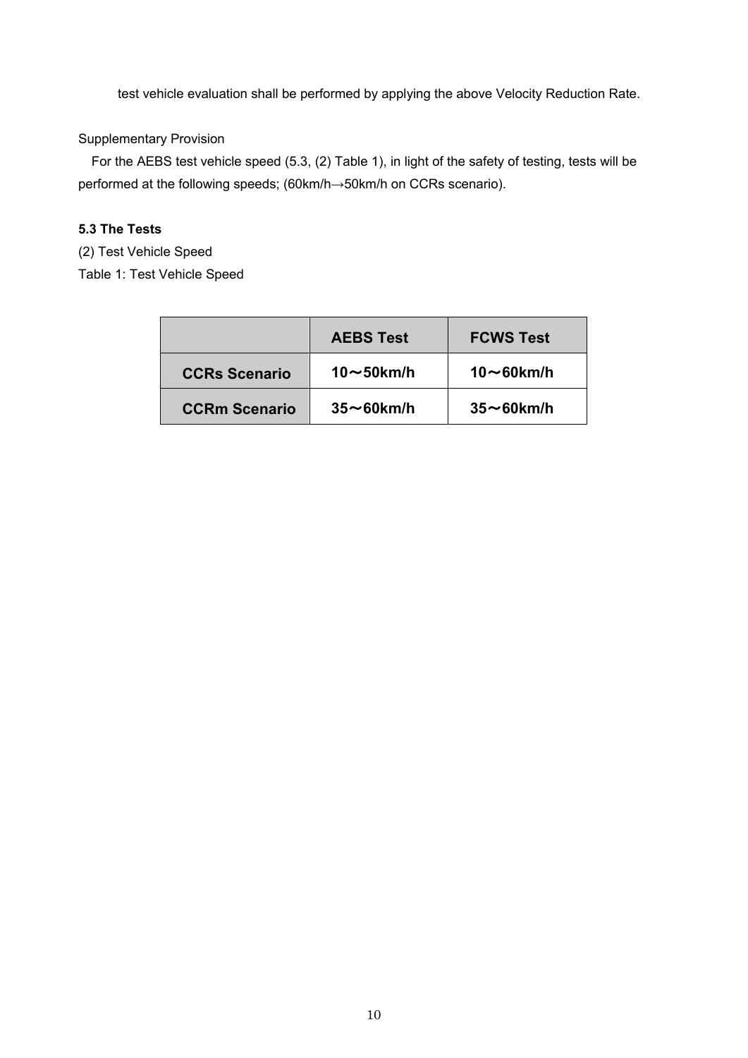test vehicle evaluation shall be performed by applying the above Velocity Reduction Rate.

Supplementary Provision

For the AEBS test vehicle speed (5.3, (2) Table 1), in light of the safety of testing, tests will be performed at the following speeds; (60km/h→50km/h on CCRs scenario).

**5.3 The Tests**

(2) Test Vehicle Speed

Table 1: Test Vehicle Speed

| | **AEBS Test** | **FCWS Test** |
|---|---|---|
| **CCRs Scenario** | **10～50km/h** | **10～60km/h** |
| **CCRm Scenario** | **35～60km/h** | **35～60km/h** |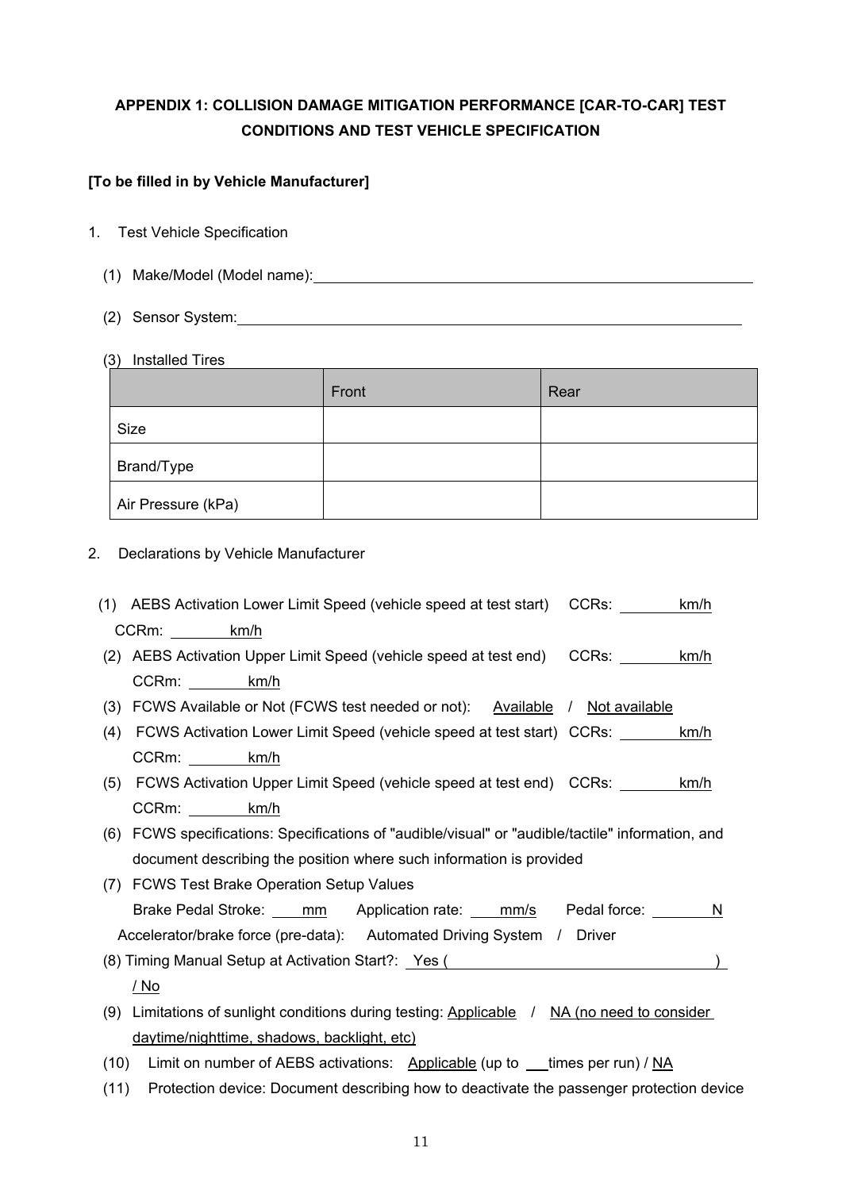# APPENDIX 1: COLLISION DAMAGE MITIGATION PERFORMANCE [CAR-TO-CAR] TEST CONDITIONS AND TEST VEHICLE SPECIFICATION

**[To be filled in by Vehicle Manufacturer]**

1. Test Vehicle Specification

   (1) Make/Model (Model name): ____________________

   (2) Sensor System: ____________________

   (3) Installed Tires

| | Front | Rear |
|---|---|---|
| Size | | |
| Brand/Type | | |
| Air Pressure (kPa) | | |

2. Declarations by Vehicle Manufacturer

   (1) AEBS Activation Lower Limit Speed (vehicle speed at test start) CCRs: ____ km/h CCRm: ____ km/h

   (2) AEBS Activation Upper Limit Speed (vehicle speed at test end) CCRs: ____ km/h CCRm: ____ km/h

   (3) FCWS Available or Not (FCWS test needed or not): Available / Not available

   (4) FCWS Activation Lower Limit Speed (vehicle speed at test start) CCRs: ____ km/h CCRm: ____ km/h

   (5) FCWS Activation Upper Limit Speed (vehicle speed at test end) CCRs: ____ km/h CCRm: ____ km/h

   (6) FCWS specifications: Specifications of "audible/visual" or "audible/tactile" information, and document describing the position where such information is provided

   (7) FCWS Test Brake Operation Setup Values
   Brake Pedal Stroke: ____ mm Application rate: ____ mm/s Pedal force: ____ N
   Accelerator/brake force (pre-data): Automated Driving System / Driver

   (8) Timing Manual Setup at Activation Start?: Yes ( ____________________ ) / No

   (9) Limitations of sunlight conditions during testing: Applicable / NA (no need to consider daytime/nighttime, shadows, backlight, etc)

   (10) Limit on number of AEBS activations: Applicable (up to ___ times per run) / NA

   (11) Protection device: Document describing how to deactivate the passenger protection device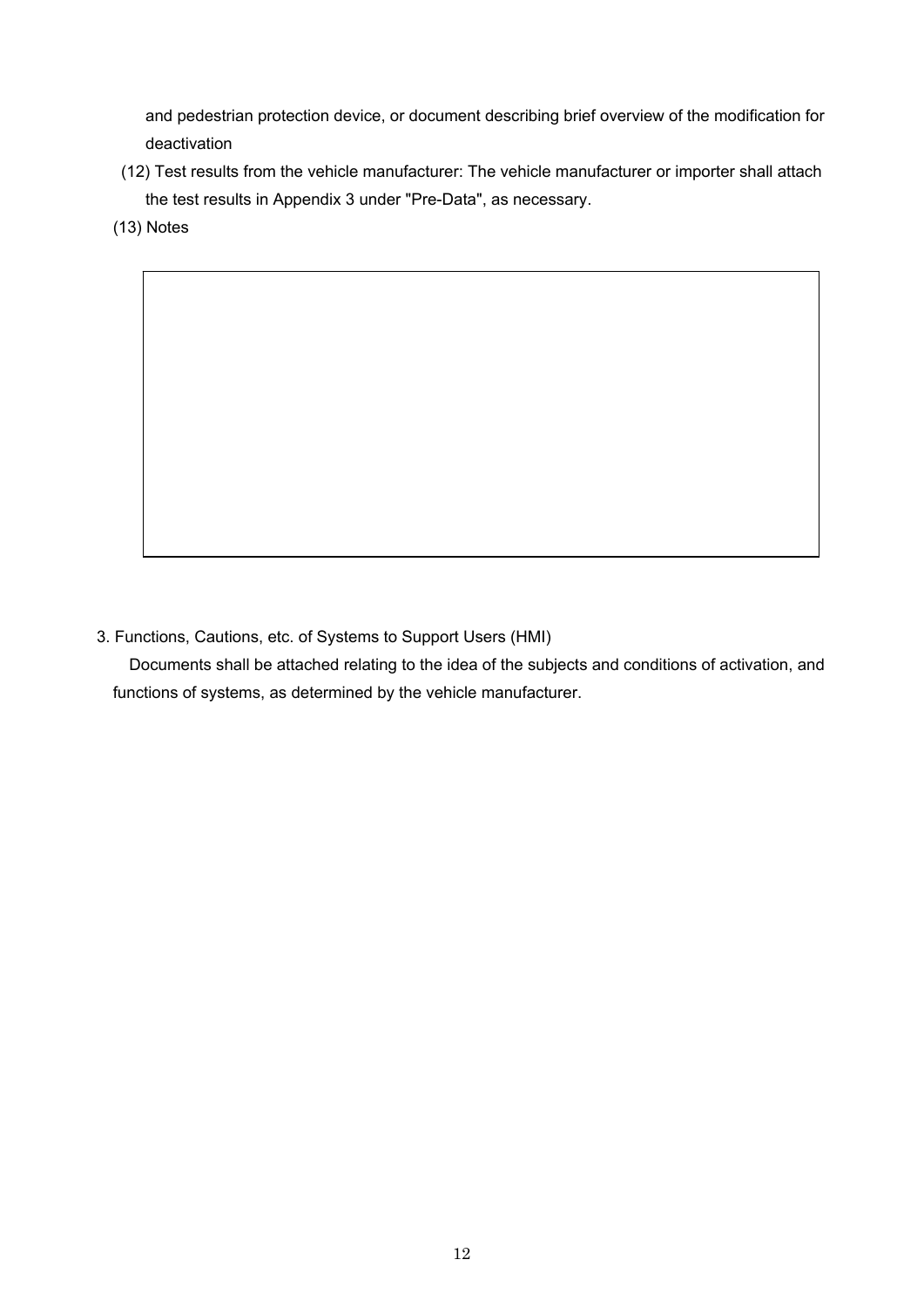and pedestrian protection device, or document describing brief overview of the modification for deactivation

(12) Test results from the vehicle manufacturer: The vehicle manufacturer or importer shall attach the test results in Appendix 3 under "Pre-Data", as necessary.

(13) Notes

|   |
|---|
|   |

3. Functions, Cautions, etc. of Systems to Support Users (HMI)

Documents shall be attached relating to the idea of the subjects and conditions of activation, and functions of systems, as determined by the vehicle manufacturer.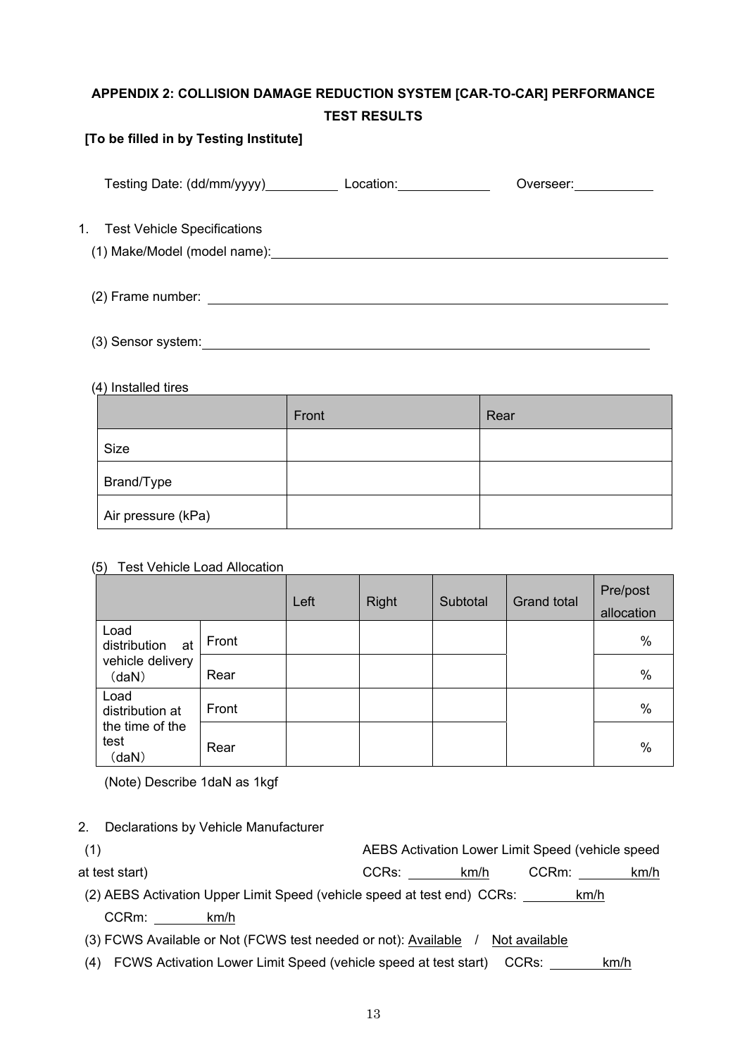## APPENDIX 2: COLLISION DAMAGE REDUCTION SYSTEM [CAR-TO-CAR] PERFORMANCE TEST RESULTS

**[To be filled in by Testing Institute]**

Testing Date: (dd/mm/yyyy)\_\_\_\_\_\_\_\_\_\_ Location:\_\_\_\_\_\_\_\_\_\_\_\_ Overseer:\_\_\_\_\_\_\_\_\_\_\_

1. Test Vehicle Specifications

(1) Make/Model (model name):\_\_\_\_\_\_\_\_\_\_\_\_\_\_\_\_\_\_\_\_\_\_\_\_\_\_\_\_\_\_\_\_\_\_\_\_\_\_\_\_\_\_\_\_\_\_\_\_\_\_\_\_

(2) Frame number: \_\_\_\_\_\_\_\_\_\_\_\_\_\_\_\_\_\_\_\_\_\_\_\_\_\_\_\_\_\_\_\_\_\_\_\_\_\_\_\_\_\_\_\_\_\_\_\_\_\_\_\_\_\_\_\_\_\_\_\_

(3) Sensor system:\_\_\_\_\_\_\_\_\_\_\_\_\_\_\_\_\_\_\_\_\_\_\_\_\_\_\_\_\_\_\_\_\_\_\_\_\_\_\_\_\_\_\_\_\_\_\_\_\_\_\_\_\_\_\_\_\_\_\_\_

(4) Installed tires

| | Front | Rear |
|---|---|---|
| Size | | |
| Brand/Type | | |
| Air pressure (kPa) | | |

(5) Test Vehicle Load Allocation

| | | Left | Right | Subtotal | Grand total | Pre/post allocation |
|---|---|---|---|---|---|---|
| Load distribution at vehicle delivery（daN） | Front | | | | | % |
| | Rear | | | | | % |
| Load distribution at the time of the test（daN） | Front | | | | | % |
| | Rear | | | | | % |

(Note) Describe 1daN as 1kgf

2. Declarations by Vehicle Manufacturer

(1) AEBS Activation Lower Limit Speed (vehicle speed at test start) CCRs: \_\_\_\_\_\_\_\_km/h CCRm: \_\_\_\_\_\_\_\_km/h

(2) AEBS Activation Upper Limit Speed (vehicle speed at test end) CCRs: \_\_\_\_\_\_\_\_km/h CCRm: \_\_\_\_\_\_\_\_km/h

(3) FCWS Available or Not (FCWS test needed or not): Available / Not available

(4) FCWS Activation Lower Limit Speed (vehicle speed at test start) CCRs: \_\_\_\_\_\_\_\_km/h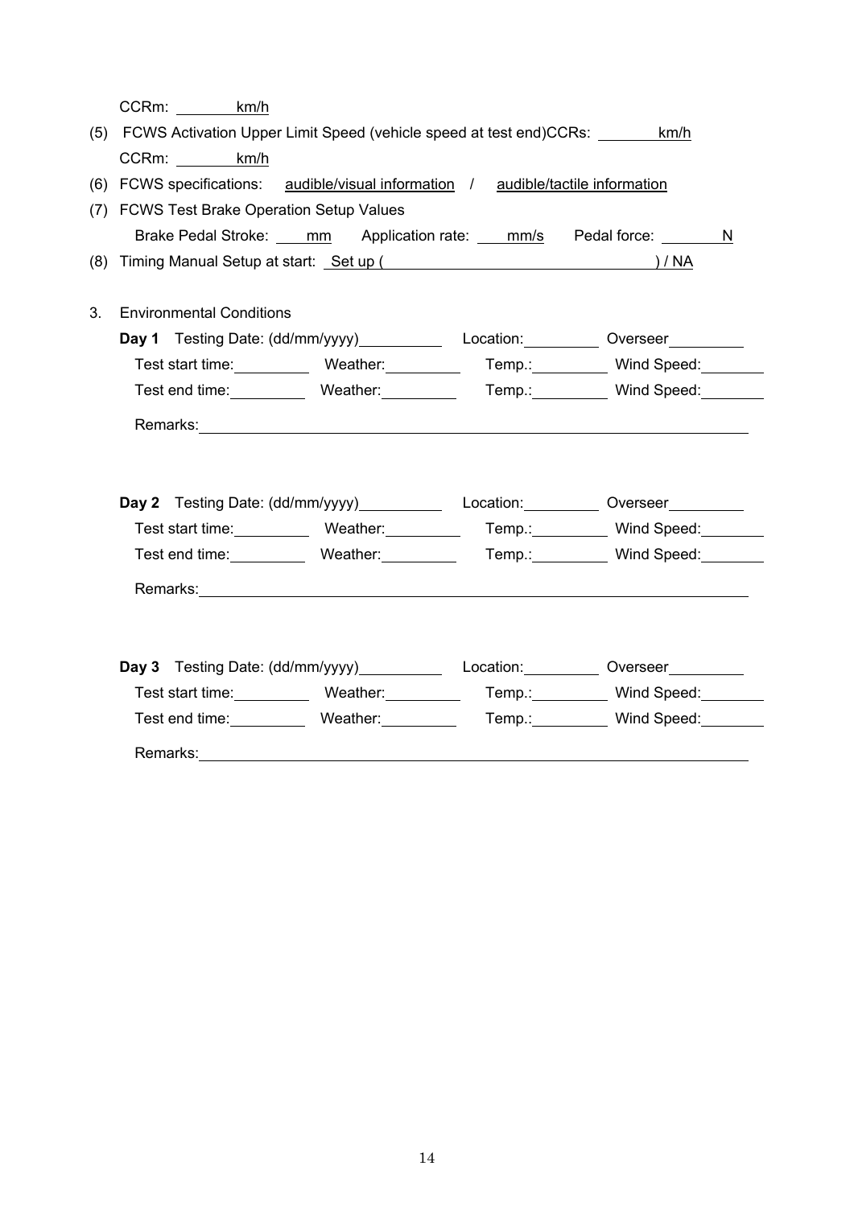CCRm: ________km/h

(5) FCWS Activation Upper Limit Speed (vehicle speed at test end)CCRs: ________km/h

CCRm: ________km/h

(6) FCWS specifications: audible/visual information / audible/tactile information

(7) FCWS Test Brake Operation Setup Values

Brake Pedal Stroke: ____mm Application rate: ____mm/s Pedal force: ________N

(8) Timing Manual Setup at start: Set up ( ________________________________ ) / NA

3. Environmental Conditions

**Day 1** Testing Date: (dd/mm/yyyy)__________ Location:_________ Overseer_________

Test start time:_________ Weather:_________ Temp.:_________ Wind Speed:________

Test end time:_________ Weather:_________ Temp.:_________ Wind Speed:________

Remarks:________________________________________________________________

**Day 2** Testing Date: (dd/mm/yyyy)__________ Location:_________ Overseer_________

Test start time:_________ Weather:_________ Temp.:_________ Wind Speed:________

Test end time:_________ Weather:_________ Temp.:_________ Wind Speed:________

Remarks:________________________________________________________________

**Day 3** Testing Date: (dd/mm/yyyy)__________ Location:_________ Overseer_________

Test start time:_________ Weather:_________ Temp.:_________ Wind Speed:________

Test end time:_________ Weather:_________ Temp.:_________ Wind Speed:________

Remarks:________________________________________________________________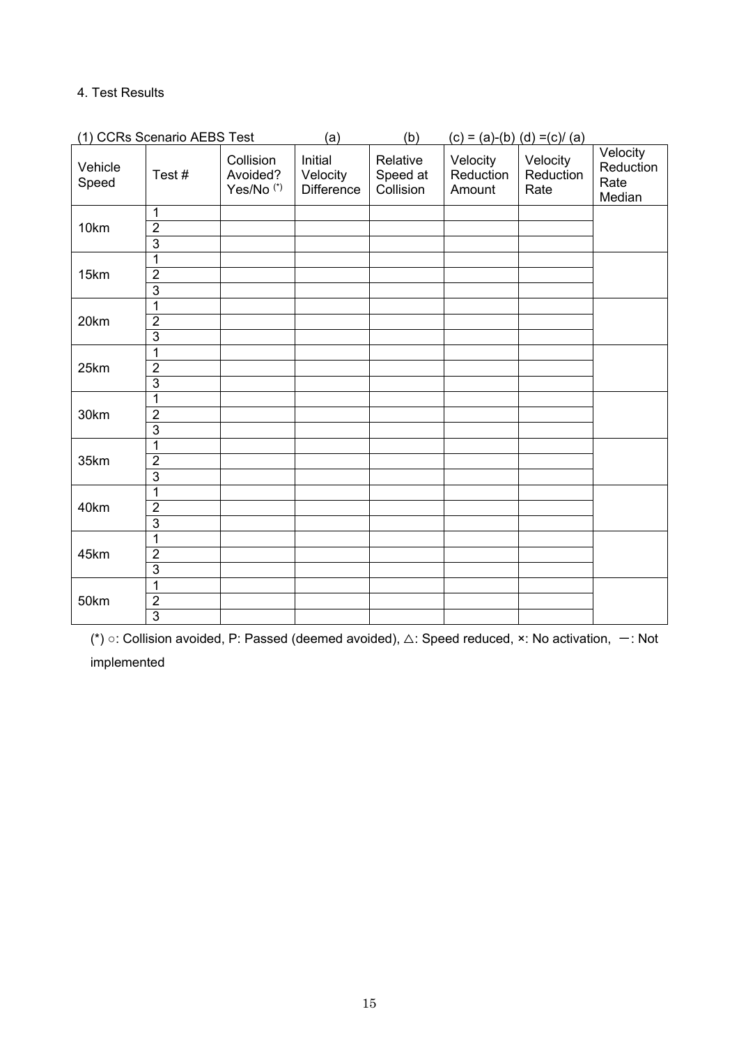4. Test Results

(1) CCRs Scenario AEBS Test

| Vehicle Speed | Test # | Collision Avoided? Yes/No (*) | (a) Initial Velocity Difference | (b) Relative Speed at Collision | (c) = (a)-(b) Velocity Reduction Amount | (d) =(c)/ (a) Velocity Reduction Rate | Velocity Reduction Rate Median |
|---|---|---|---|---|---|---|---|
| 10km | 1 | | | | | | |
| | 2 | | | | | | |
| | 3 | | | | | | |
| 15km | 1 | | | | | | |
| | 2 | | | | | | |
| | 3 | | | | | | |
| 20km | 1 | | | | | | |
| | 2 | | | | | | |
| | 3 | | | | | | |
| 25km | 1 | | | | | | |
| | 2 | | | | | | |
| | 3 | | | | | | |
| 30km | 1 | | | | | | |
| | 2 | | | | | | |
| | 3 | | | | | | |
| 35km | 1 | | | | | | |
| | 2 | | | | | | |
| | 3 | | | | | | |
| 40km | 1 | | | | | | |
| | 2 | | | | | | |
| | 3 | | | | | | |
| 45km | 1 | | | | | | |
| | 2 | | | | | | |
| | 3 | | | | | | |
| 50km | 1 | | | | | | |
| | 2 | | | | | | |
| | 3 | | | | | | |

(*) ○: Collision avoided, P: Passed (deemed avoided), △: Speed reduced, ×: No activation, ー: Not implemented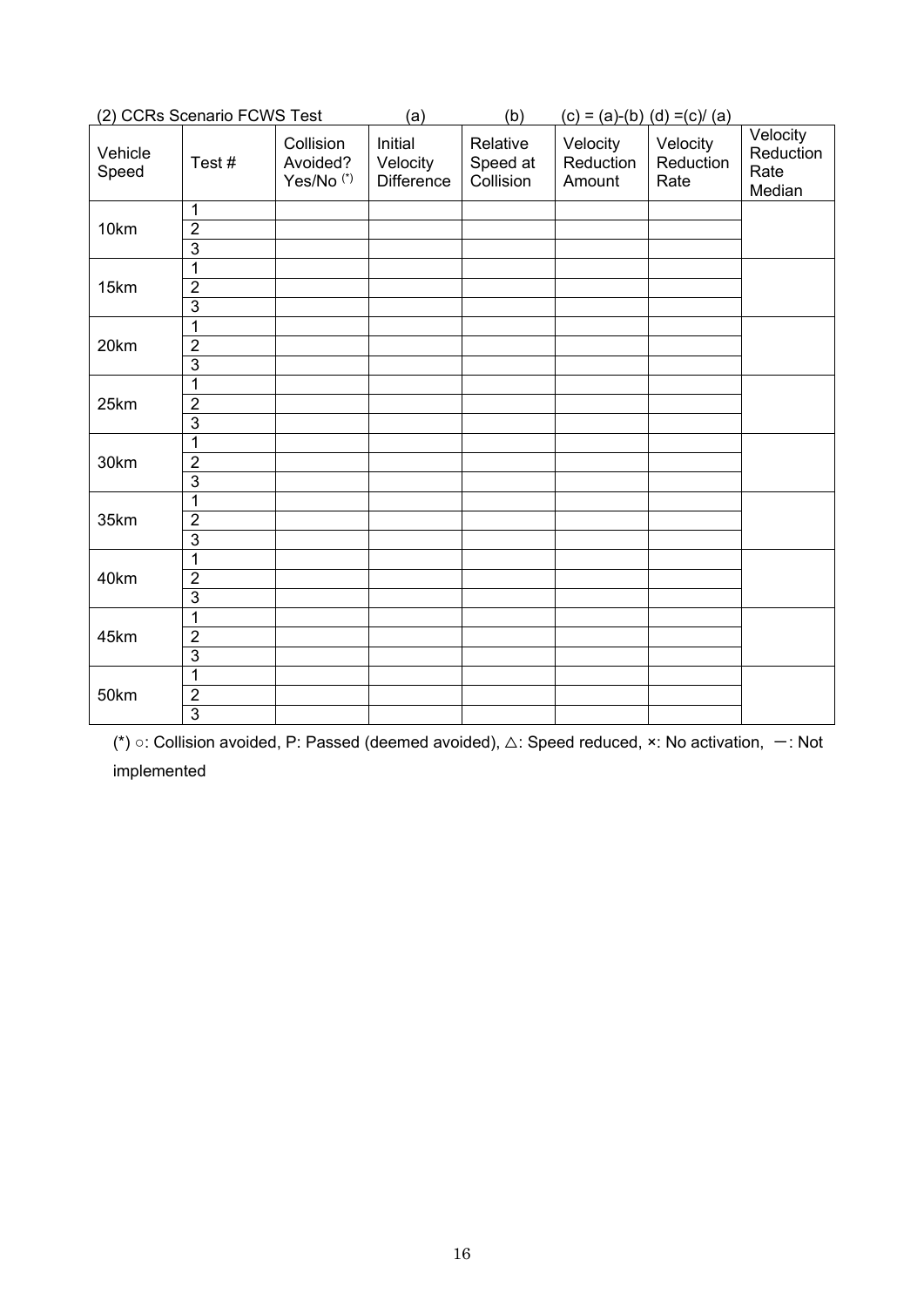(2) CCRs Scenario FCWS Test (a) (b) (c) = (a)-(b) (d) =(c)/ (a)

| Vehicle Speed | Test # | Collision Avoided? Yes/No (*) | Initial Velocity Difference | Relative Speed at Collision | Velocity Reduction Amount | Velocity Reduction Rate | Velocity Reduction Rate Median |
|---|---|---|---|---|---|---|---|
| 10km | 1 | | | | | | |
| | 2 | | | | | | |
| | 3 | | | | | | |
| 15km | 1 | | | | | | |
| | 2 | | | | | | |
| | 3 | | | | | | |
| 20km | 1 | | | | | | |
| | 2 | | | | | | |
| | 3 | | | | | | |
| 25km | 1 | | | | | | |
| | 2 | | | | | | |
| | 3 | | | | | | |
| 30km | 1 | | | | | | |
| | 2 | | | | | | |
| | 3 | | | | | | |
| 35km | 1 | | | | | | |
| | 2 | | | | | | |
| | 3 | | | | | | |
| 40km | 1 | | | | | | |
| | 2 | | | | | | |
| | 3 | | | | | | |
| 45km | 1 | | | | | | |
| | 2 | | | | | | |
| | 3 | | | | | | |
| 50km | 1 | | | | | | |
| | 2 | | | | | | |
| | 3 | | | | | | |

(*) ○: Collision avoided, P: Passed (deemed avoided), △: Speed reduced, ×: No activation, ー: Not implemented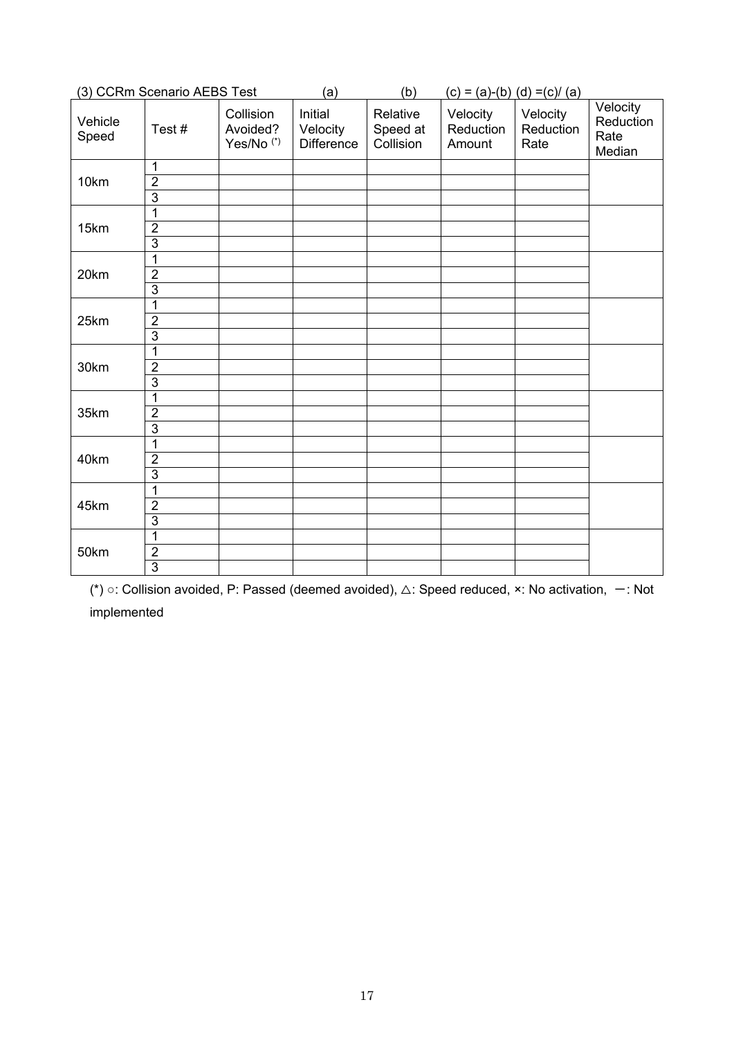(3) CCRm Scenario AEBS Test

| Vehicle Speed | Test # | Collision Avoided? Yes/No (*) | Initial Velocity Difference (a) | Relative Speed at Collision (b) | Velocity Reduction Amount (c) = (a)-(b) | Velocity Reduction Rate (d) =(c)/ (a) | Velocity Reduction Rate Median |
|---|---|---|---|---|---|---|---|
| 10km | 1 | | | | | | |
| | 2 | | | | | | |
| | 3 | | | | | | |
| 15km | 1 | | | | | | |
| | 2 | | | | | | |
| | 3 | | | | | | |
| 20km | 1 | | | | | | |
| | 2 | | | | | | |
| | 3 | | | | | | |
| 25km | 1 | | | | | | |
| | 2 | | | | | | |
| | 3 | | | | | | |
| 30km | 1 | | | | | | |
| | 2 | | | | | | |
| | 3 | | | | | | |
| 35km | 1 | | | | | | |
| | 2 | | | | | | |
| | 3 | | | | | | |
| 40km | 1 | | | | | | |
| | 2 | | | | | | |
| | 3 | | | | | | |
| 45km | 1 | | | | | | |
| | 2 | | | | | | |
| | 3 | | | | | | |
| 50km | 1 | | | | | | |
| | 2 | | | | | | |
| | 3 | | | | | | |

(*) ○: Collision avoided, P: Passed (deemed avoided), △: Speed reduced, ×: No activation, −: Not implemented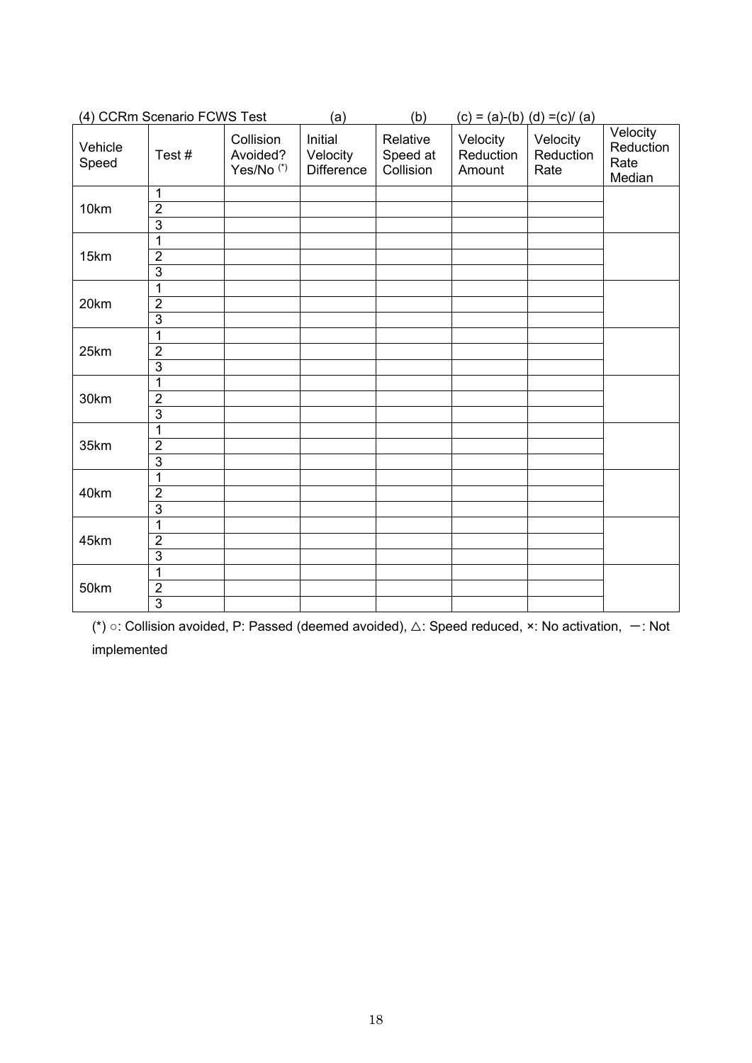(4) CCRm Scenario FCWS Test (a) (b) (c) = (a)-(b) (d) =(c)/ (a)

| Vehicle Speed | Test # | Collision Avoided? Yes/No (*) | Initial Velocity Difference | Relative Speed at Collision | Velocity Reduction Amount | Velocity Reduction Rate | Velocity Reduction Rate Median |
|---|---|---|---|---|---|---|---|
| 10km | 1 | | | | | | |
| | 2 | | | | | | |
| | 3 | | | | | | |
| 15km | 1 | | | | | | |
| | 2 | | | | | | |
| | 3 | | | | | | |
| 20km | 1 | | | | | | |
| | 2 | | | | | | |
| | 3 | | | | | | |
| 25km | 1 | | | | | | |
| | 2 | | | | | | |
| | 3 | | | | | | |
| 30km | 1 | | | | | | |
| | 2 | | | | | | |
| | 3 | | | | | | |
| 35km | 1 | | | | | | |
| | 2 | | | | | | |
| | 3 | | | | | | |
| 40km | 1 | | | | | | |
| | 2 | | | | | | |
| | 3 | | | | | | |
| 45km | 1 | | | | | | |
| | 2 | | | | | | |
| | 3 | | | | | | |
| 50km | 1 | | | | | | |
| | 2 | | | | | | |
| | 3 | | | | | | |

(*) ○: Collision avoided, P: Passed (deemed avoided), △: Speed reduced, ×: No activation, ー: Not implemented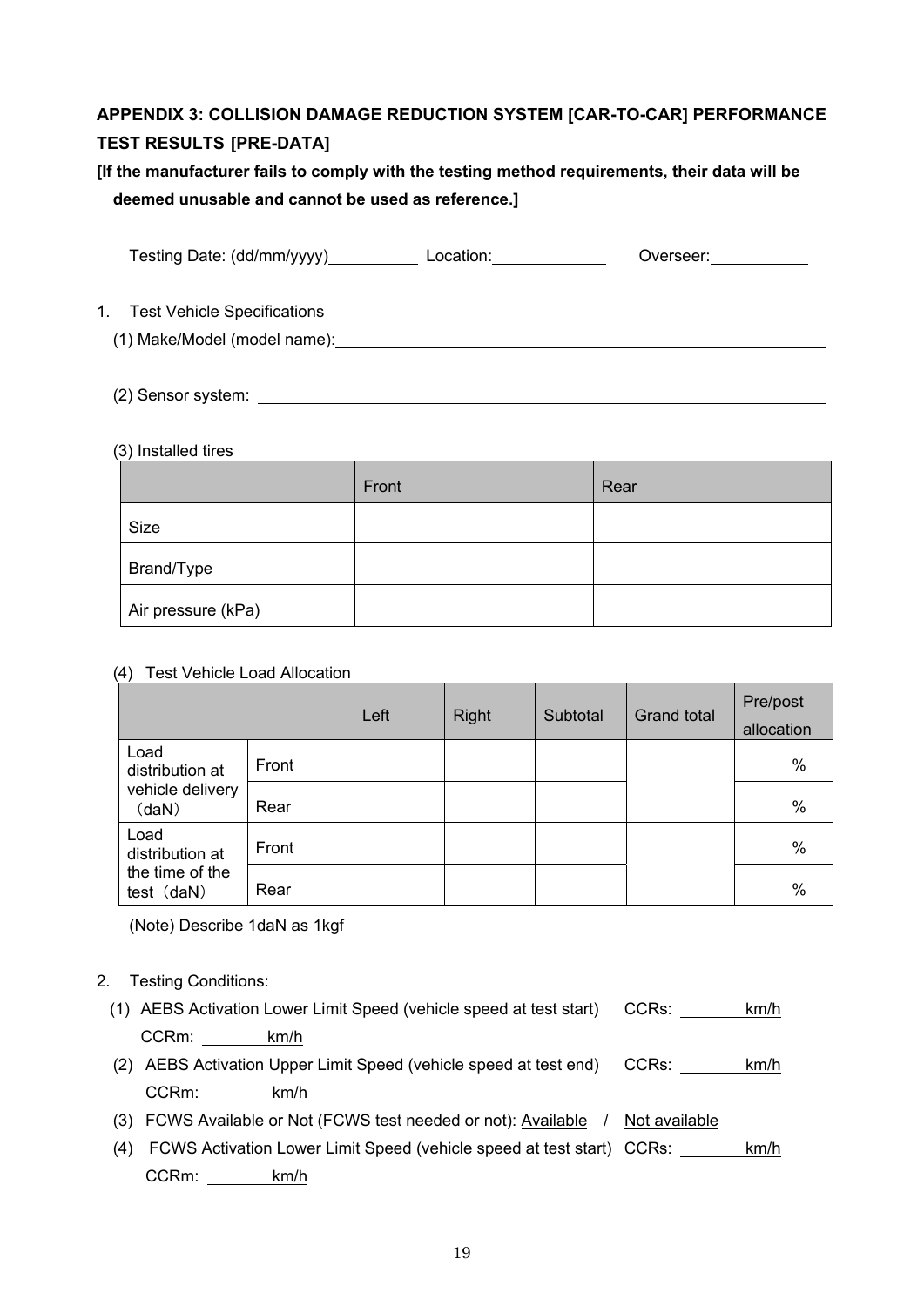## APPENDIX 3: COLLISION DAMAGE REDUCTION SYSTEM [CAR-TO-CAR] PERFORMANCE TEST RESULTS [PRE-DATA]

**[If the manufacturer fails to comply with the testing method requirements, their data will be deemed unusable and cannot be used as reference.]**

Testing Date: (dd/mm/yyyy)__________ Location:____________ Overseer:__________

1. Test Vehicle Specifications

(1) Make/Model (model name):______________________________________________

(2) Sensor system: ______________________________________________

(3) Installed tires

| | Front | Rear |
|---|---|---|
| Size | | |
| Brand/Type | | |
| Air pressure (kPa) | | |

(4) Test Vehicle Load Allocation

| | | Left | Right | Subtotal | Grand total | Pre/post allocation |
|---|---|---|---|---|---|---|
| Load distribution at vehicle delivery（daN） | Front | | | | | % |
| | Rear | | | | | % |
| Load distribution at the time of the test（daN） | Front | | | | | % |
| | Rear | | | | | % |

(Note) Describe 1daN as 1kgf

2. Testing Conditions:

(1) AEBS Activation Lower Limit Speed (vehicle speed at test start) CCRs: ______km/h CCRm: ______km/h

(2) AEBS Activation Upper Limit Speed (vehicle speed at test end) CCRs: ______km/h CCRm: ______km/h

(3) FCWS Available or Not (FCWS test needed or not): Available / Not available

(4) FCWS Activation Lower Limit Speed (vehicle speed at test start) CCRs: ______km/h CCRm: ______km/h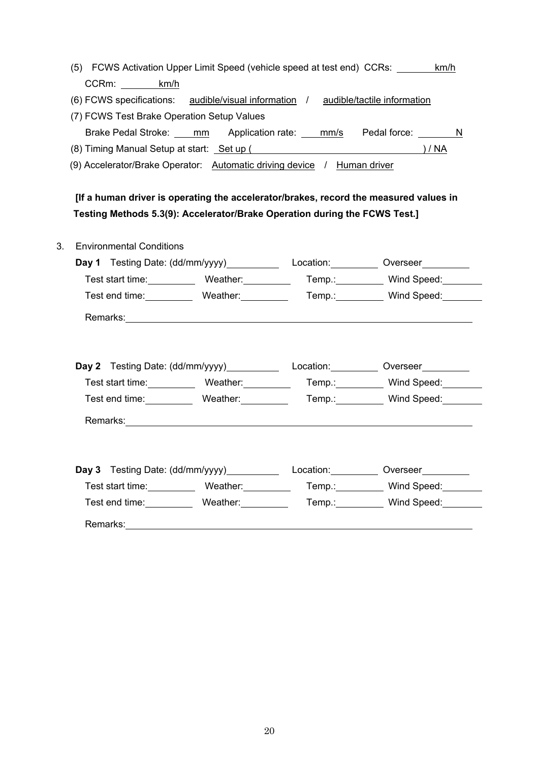(5) FCWS Activation Upper Limit Speed (vehicle speed at test end) CCRs: ________ km/h
CCRm: ________ km/h

(6) FCWS specifications: audible/visual information / audible/tactile information

(7) FCWS Test Brake Operation Setup Values
Brake Pedal Stroke: ____ mm  Application rate: ____ mm/s  Pedal force: ________ N

(8) Timing Manual Setup at start: Set up ( ________________________________ ) / NA

(9) Accelerator/Brake Operator: Automatic driving device / Human driver

**[If a human driver is operating the accelerator/brakes, record the measured values in Testing Methods 5.3(9): Accelerator/Brake Operation during the FCWS Test.]**

3. Environmental Conditions

**Day 1** Testing Date: (dd/mm/yyyy)__________ Location:_________ Overseer_________

Test start time:_________ Weather:_________ Temp.:_________ Wind Speed:________

Test end time:_________ Weather:_________ Temp.:_________ Wind Speed:________

Remarks:_________________________________________________________________

**Day 2** Testing Date: (dd/mm/yyyy)__________ Location:_________ Overseer_________

Test start time:_________ Weather:_________ Temp.:_________ Wind Speed:________

Test end time:_________ Weather:_________ Temp.:_________ Wind Speed:________

Remarks:_________________________________________________________________

**Day 3** Testing Date: (dd/mm/yyyy)__________ Location:_________ Overseer_________

Test start time:_________ Weather:_________ Temp.:_________ Wind Speed:________

Test end time:_________ Weather:_________ Temp.:_________ Wind Speed:________

Remarks:_________________________________________________________________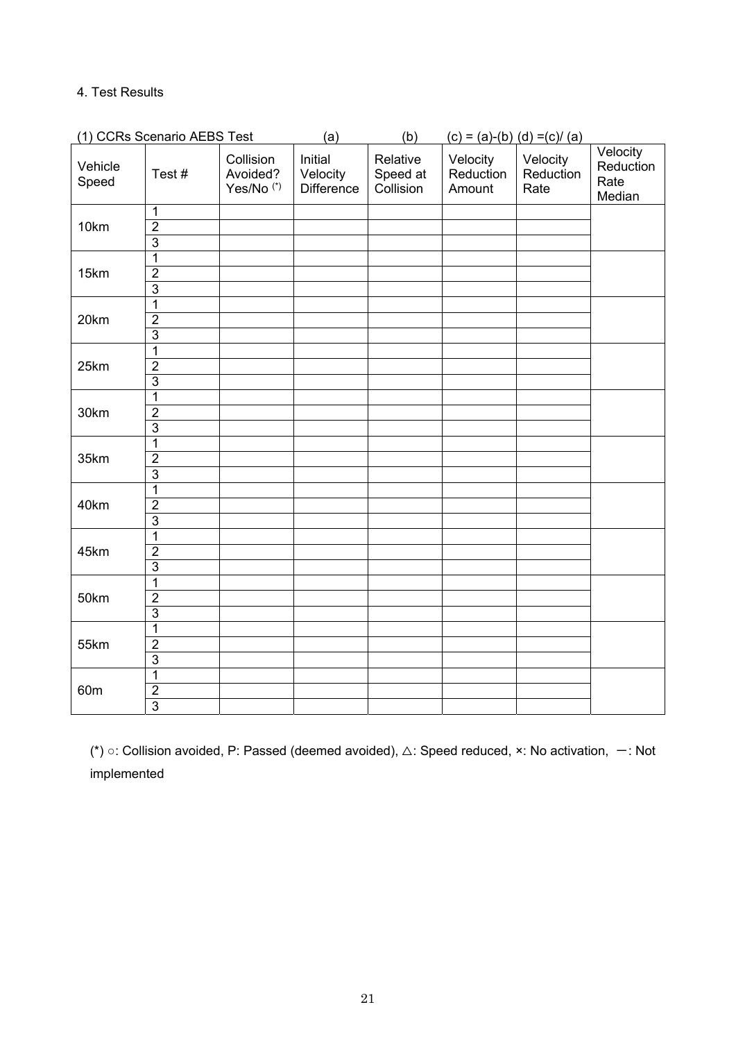4. Test Results

(1) CCRs Scenario AEBS Test

| Vehicle Speed | Test # | Collision Avoided? Yes/No (*) | (a) Initial Velocity Difference | (b) Relative Speed at Collision | (c) = (a)-(b) Velocity Reduction Amount | (d) =(c)/ (a) Velocity Reduction Rate | Velocity Reduction Rate Median |
|---|---|---|---|---|---|---|---|
| 10km | 1 | | | | | | |
| | 2 | | | | | | |
| | 3 | | | | | | |
| 15km | 1 | | | | | | |
| | 2 | | | | | | |
| | 3 | | | | | | |
| 20km | 1 | | | | | | |
| | 2 | | | | | | |
| | 3 | | | | | | |
| 25km | 1 | | | | | | |
| | 2 | | | | | | |
| | 3 | | | | | | |
| 30km | 1 | | | | | | |
| | 2 | | | | | | |
| | 3 | | | | | | |
| 35km | 1 | | | | | | |
| | 2 | | | | | | |
| | 3 | | | | | | |
| 40km | 1 | | | | | | |
| | 2 | | | | | | |
| | 3 | | | | | | |
| 45km | 1 | | | | | | |
| | 2 | | | | | | |
| | 3 | | | | | | |
| 50km | 1 | | | | | | |
| | 2 | | | | | | |
| | 3 | | | | | | |
| 55km | 1 | | | | | | |
| | 2 | | | | | | |
| | 3 | | | | | | |
| 60m | 1 | | | | | | |
| | 2 | | | | | | |
| | 3 | | | | | | |

(*) ○: Collision avoided, P: Passed (deemed avoided), △: Speed reduced, ×: No activation, ー: Not implemented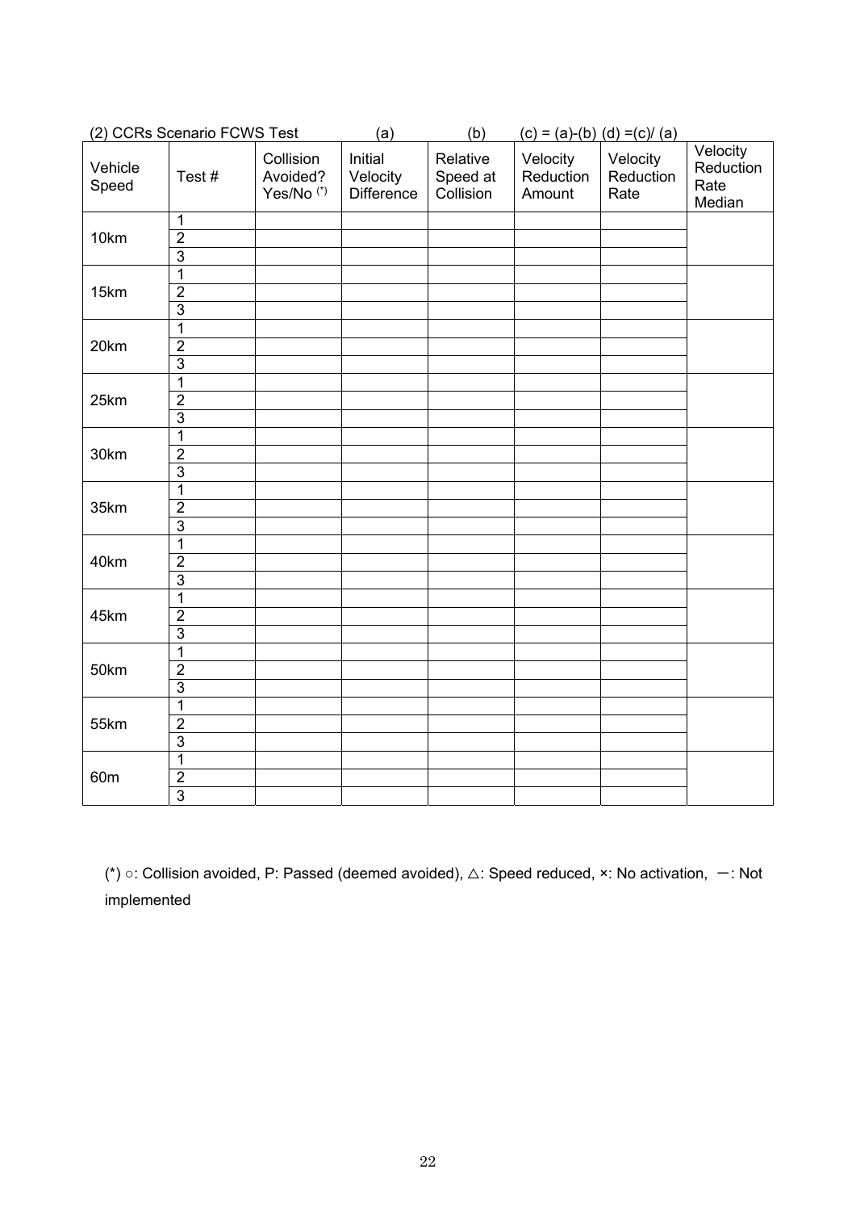(2) CCRs Scenario FCWS Test (a) (b) (c) = (a)-(b) (d) =(c)/ (a)

| Vehicle Speed | Test # | Collision Avoided? Yes/No (*) | Initial Velocity Difference | Relative Speed at Collision | Velocity Reduction Amount | Velocity Reduction Rate | Velocity Reduction Rate Median |
|---|---|---|---|---|---|---|---|
| 10km | 1 | | | | | | |
| | 2 | | | | | | |
| | 3 | | | | | | |
| 15km | 1 | | | | | | |
| | 2 | | | | | | |
| | 3 | | | | | | |
| 20km | 1 | | | | | | |
| | 2 | | | | | | |
| | 3 | | | | | | |
| 25km | 1 | | | | | | |
| | 2 | | | | | | |
| | 3 | | | | | | |
| 30km | 1 | | | | | | |
| | 2 | | | | | | |
| | 3 | | | | | | |
| 35km | 1 | | | | | | |
| | 2 | | | | | | |
| | 3 | | | | | | |
| 40km | 1 | | | | | | |
| | 2 | | | | | | |
| | 3 | | | | | | |
| 45km | 1 | | | | | | |
| | 2 | | | | | | |
| | 3 | | | | | | |
| 50km | 1 | | | | | | |
| | 2 | | | | | | |
| | 3 | | | | | | |
| 55km | 1 | | | | | | |
| | 2 | | | | | | |
| | 3 | | | | | | |
| 60m | 1 | | | | | | |
| | 2 | | | | | | |
| | 3 | | | | | | |

(*) ○: Collision avoided, P: Passed (deemed avoided), △: Speed reduced, ×: No activation, －: Not implemented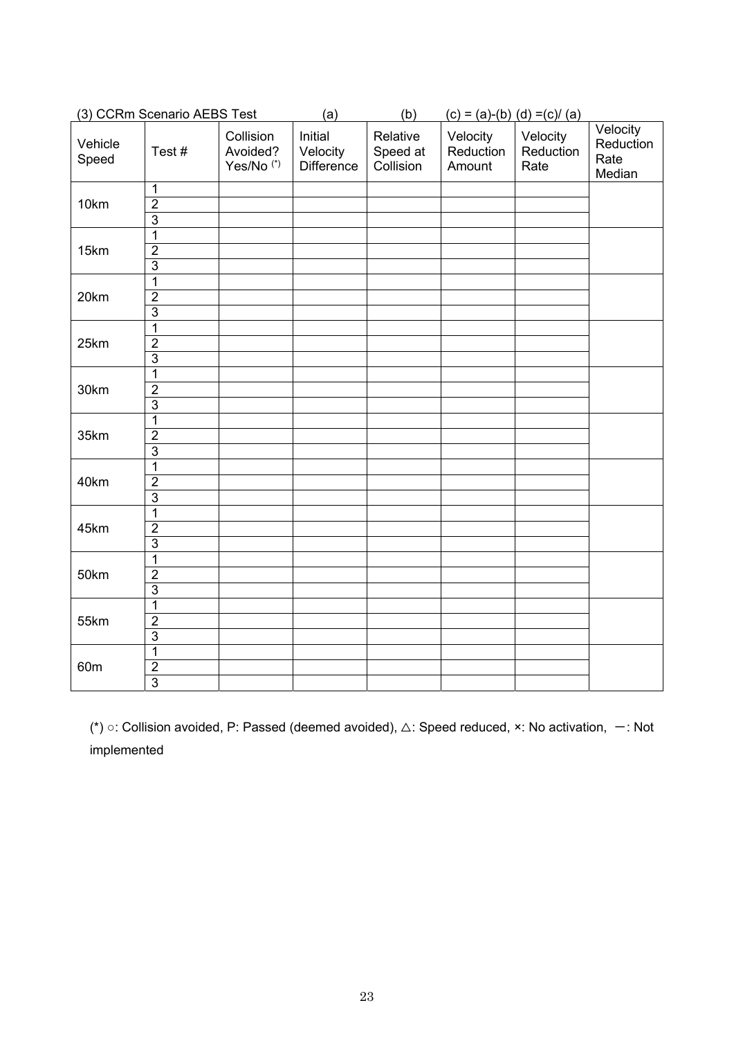(3) CCRm Scenario AEBS Test

| Vehicle Speed | Test # | Collision Avoided? Yes/No (*) | (a) Initial Velocity Difference | (b) Relative Speed at Collision | (c) = (a)-(b) Velocity Reduction Amount | (d) =(c)/ (a) Velocity Reduction Rate | Velocity Reduction Rate Median |
|---|---|---|---|---|---|---|---|
| 10km | 1 | | | | | | |
| | 2 | | | | | | |
| | 3 | | | | | | |
| 15km | 1 | | | | | | |
| | 2 | | | | | | |
| | 3 | | | | | | |
| 20km | 1 | | | | | | |
| | 2 | | | | | | |
| | 3 | | | | | | |
| 25km | 1 | | | | | | |
| | 2 | | | | | | |
| | 3 | | | | | | |
| 30km | 1 | | | | | | |
| | 2 | | | | | | |
| | 3 | | | | | | |
| 35km | 1 | | | | | | |
| | 2 | | | | | | |
| | 3 | | | | | | |
| 40km | 1 | | | | | | |
| | 2 | | | | | | |
| | 3 | | | | | | |
| 45km | 1 | | | | | | |
| | 2 | | | | | | |
| | 3 | | | | | | |
| 50km | 1 | | | | | | |
| | 2 | | | | | | |
| | 3 | | | | | | |
| 55km | 1 | | | | | | |
| | 2 | | | | | | |
| | 3 | | | | | | |
| 60m | 1 | | | | | | |
| | 2 | | | | | | |
| | 3 | | | | | | |

(*) ○: Collision avoided, P: Passed (deemed avoided), △: Speed reduced, ×: No activation, －: Not implemented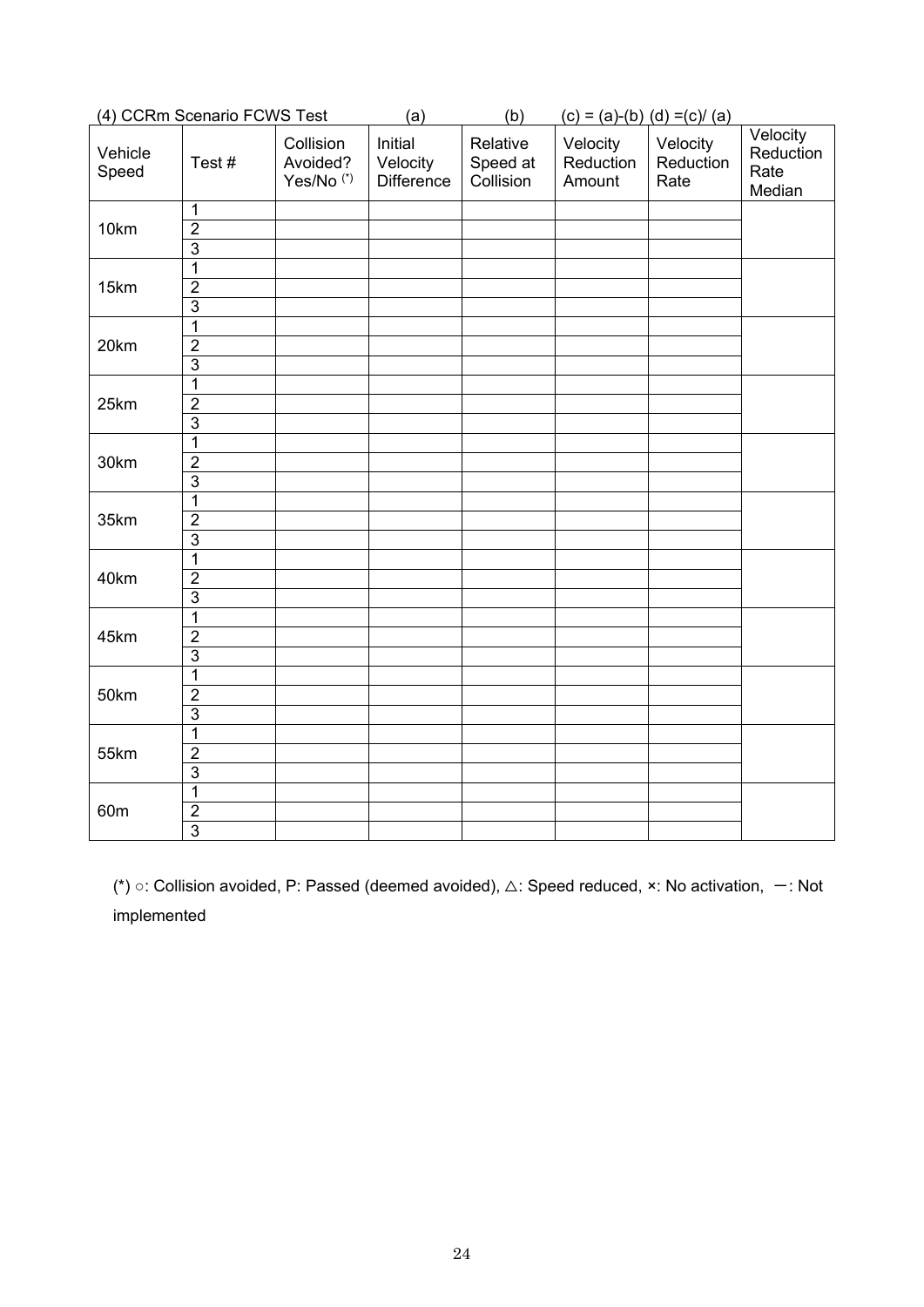(4) CCRm Scenario FCWS Test

| | | | (a) | (b) | (c) = (a)-(b) | (d) =(c)/ (a) | |
|---|---|---|---|---|---|---|---|
| Vehicle Speed | Test # | Collision Avoided? Yes/No (*) | Initial Velocity Difference | Relative Speed at Collision | Velocity Reduction Amount | Velocity Reduction Rate | Velocity Reduction Rate Median |
| 10km | 1 | | | | | | |
| | 2 | | | | | | |
| | 3 | | | | | | |
| 15km | 1 | | | | | | |
| | 2 | | | | | | |
| | 3 | | | | | | |
| 20km | 1 | | | | | | |
| | 2 | | | | | | |
| | 3 | | | | | | |
| 25km | 1 | | | | | | |
| | 2 | | | | | | |
| | 3 | | | | | | |
| 30km | 1 | | | | | | |
| | 2 | | | | | | |
| | 3 | | | | | | |
| 35km | 1 | | | | | | |
| | 2 | | | | | | |
| | 3 | | | | | | |
| 40km | 1 | | | | | | |
| | 2 | | | | | | |
| | 3 | | | | | | |
| 45km | 1 | | | | | | |
| | 2 | | | | | | |
| | 3 | | | | | | |
| 50km | 1 | | | | | | |
| | 2 | | | | | | |
| | 3 | | | | | | |
| 55km | 1 | | | | | | |
| | 2 | | | | | | |
| | 3 | | | | | | |
| 60m | 1 | | | | | | |
| | 2 | | | | | | |
| | 3 | | | | | | |

(*) ○: Collision avoided, P: Passed (deemed avoided), △: Speed reduced, ×: No activation, －: Not implemented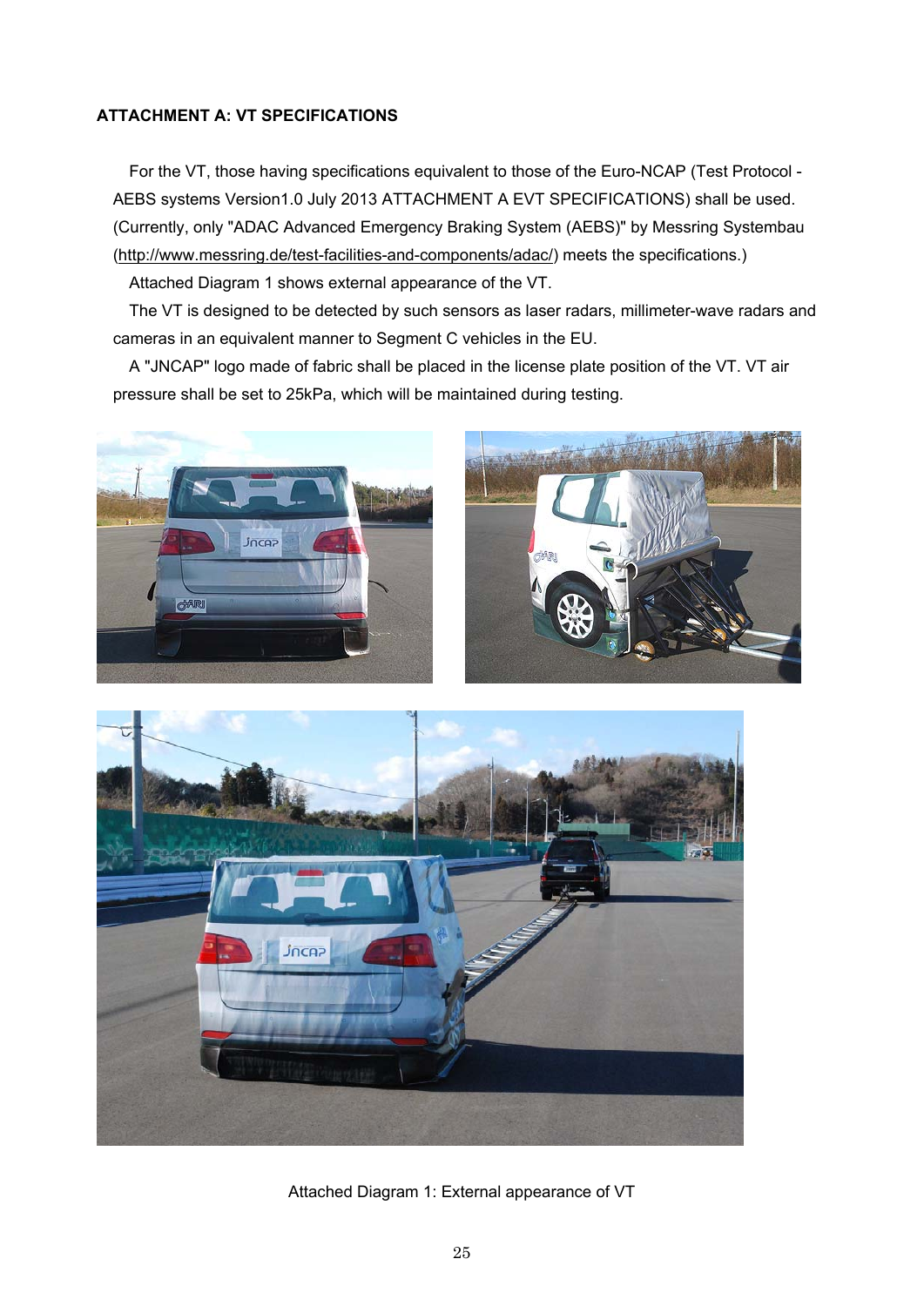**ATTACHMENT A: VT SPECIFICATIONS**

For the VT, those having specifications equivalent to those of the Euro-NCAP (Test Protocol - AEBS systems Version1.0 July 2013 ATTACHMENT A EVT SPECIFICATIONS) shall be used. (Currently, only "ADAC Advanced Emergency Braking System (AEBS)" by Messring Systembau (http://www.messring.de/test-facilities-and-components/adac/) meets the specifications.)

Attached Diagram 1 shows external appearance of the VT.

The VT is designed to be detected by such sensors as laser radars, millimeter-wave radars and cameras in an equivalent manner to Segment C vehicles in the EU.

A "JNCAP" logo made of fabric shall be placed in the license plate position of the VT. VT air pressure shall be set to 25kPa, which will be maintained during testing.

Attached Diagram 1: External appearance of VT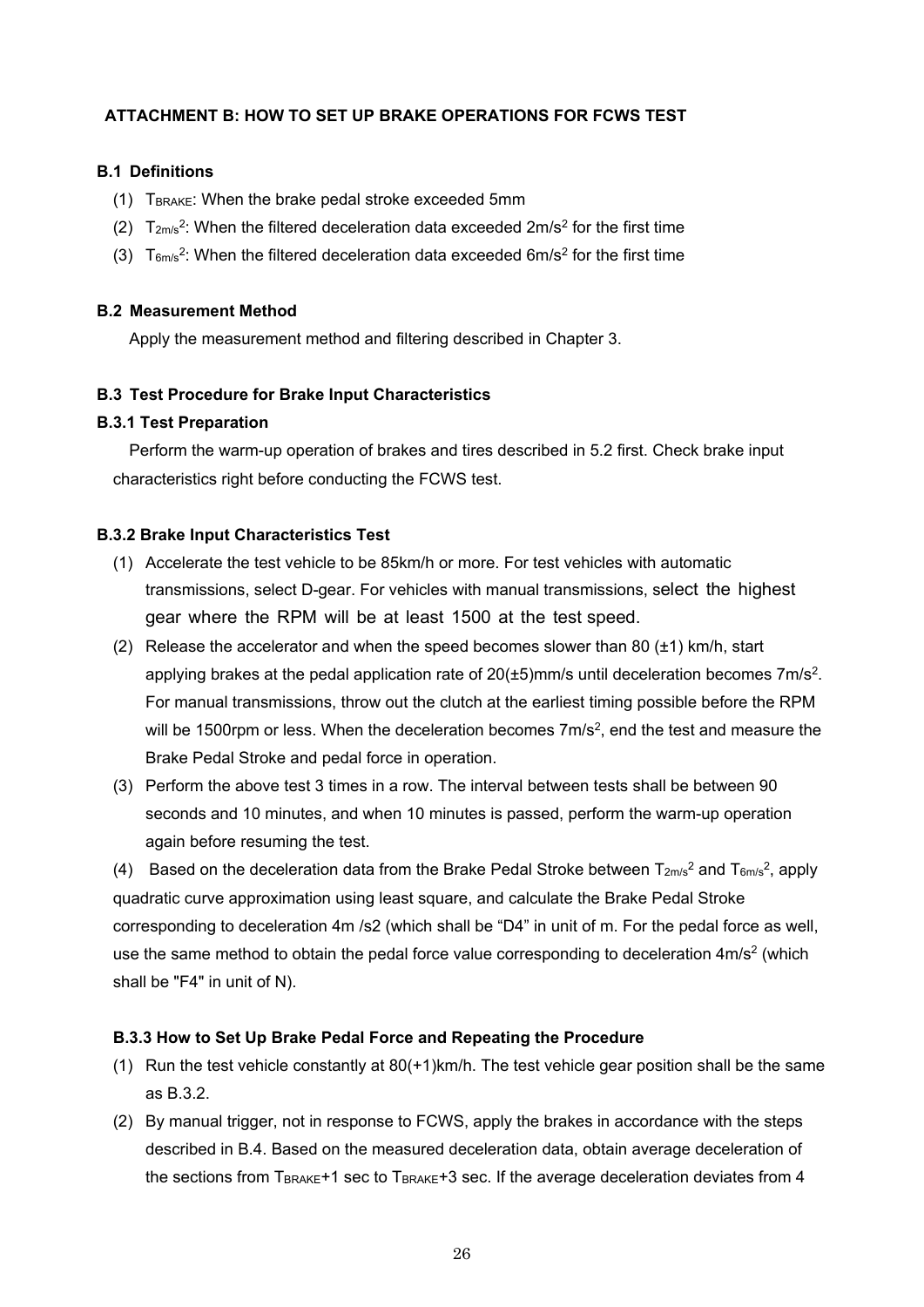## ATTACHMENT B: HOW TO SET UP BRAKE OPERATIONS FOR FCWS TEST

### B.1 Definitions

(1) $T_{BRAKE}$: When the brake pedal stroke exceeded 5mm

(2) $T_{2m/s^2}$: When the filtered deceleration data exceeded $2m/s^2$ for the first time

(3) $T_{6m/s^2}$: When the filtered deceleration data exceeded $6m/s^2$ for the first time

### B.2 Measurement Method

Apply the measurement method and filtering described in Chapter 3.

### B.3 Test Procedure for Brake Input Characteristics

#### B.3.1 Test Preparation

Perform the warm-up operation of brakes and tires described in 5.2 first. Check brake input characteristics right before conducting the FCWS test.

#### B.3.2 Brake Input Characteristics Test

(1) Accelerate the test vehicle to be 85km/h or more. For test vehicles with automatic transmissions, select D-gear. For vehicles with manual transmissions, select the highest gear where the RPM will be at least 1500 at the test speed.

(2) Release the accelerator and when the speed becomes slower than 80 (±1) km/h, start applying brakes at the pedal application rate of 20(±5)mm/s until deceleration becomes $7m/s^2$. For manual transmissions, throw out the clutch at the earliest timing possible before the RPM will be 1500rpm or less. When the deceleration becomes $7m/s^2$, end the test and measure the Brake Pedal Stroke and pedal force in operation.

(3) Perform the above test 3 times in a row. The interval between tests shall be between 90 seconds and 10 minutes, and when 10 minutes is passed, perform the warm-up operation again before resuming the test.

(4) Based on the deceleration data from the Brake Pedal Stroke between $T_{2m/s^2}$ and $T_{6m/s^2}$, apply quadratic curve approximation using least square, and calculate the Brake Pedal Stroke corresponding to deceleration 4m /s2 (which shall be "D4" in unit of m. For the pedal force as well, use the same method to obtain the pedal force value corresponding to deceleration $4m/s^2$ (which shall be "F4" in unit of N).

#### B.3.3 How to Set Up Brake Pedal Force and Repeating the Procedure

(1) Run the test vehicle constantly at 80(+1)km/h. The test vehicle gear position shall be the same as B.3.2.

(2) By manual trigger, not in response to FCWS, apply the brakes in accordance with the steps described in B.4. Based on the measured deceleration data, obtain average deceleration of the sections from $T_{BRAKE}$+1 sec to $T_{BRAKE}$+3 sec. If the average deceleration deviates from 4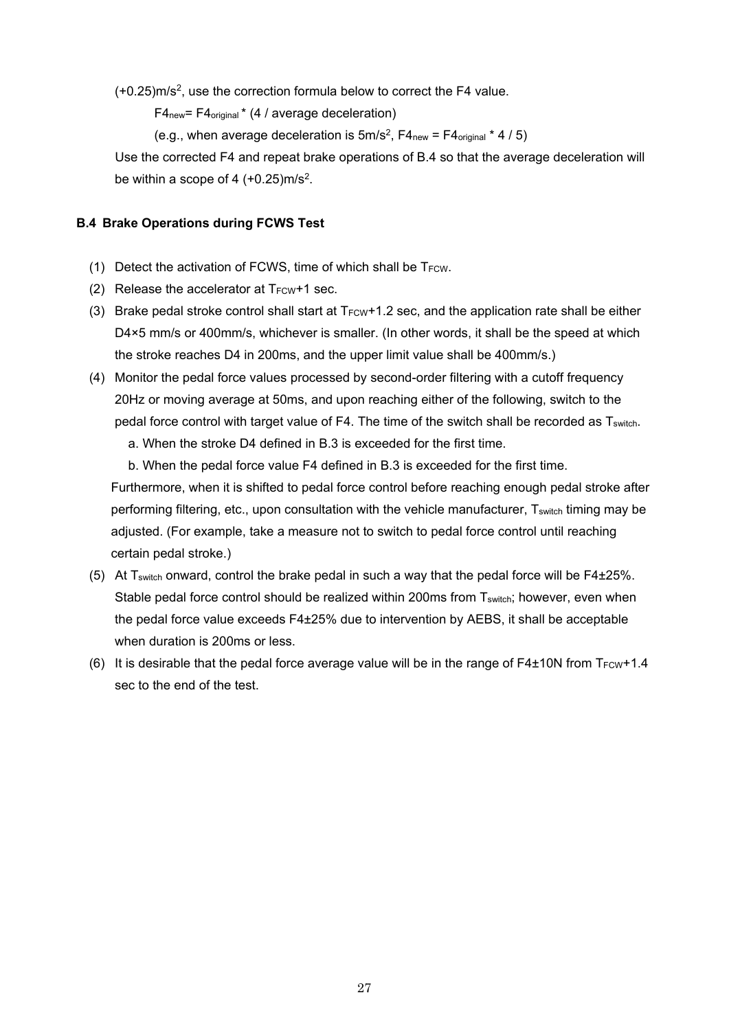(+0.25)m/s$^2$, use the correction formula below to correct the F4 value.

$F4_{new} = F4_{original} * (4 / \text{average deceleration})$

(e.g., when average deceleration is 5m/s$^2$, $F4_{new} = F4_{original} * 4 / 5$)

Use the corrected F4 and repeat brake operations of B.4 so that the average deceleration will be within a scope of 4 (+0.25)m/s$^2$.

### B.4 Brake Operations during FCWS Test

(1) Detect the activation of FCWS, time of which shall be $T_{FCW}$.

(2) Release the accelerator at $T_{FCW}$+1 sec.

(3) Brake pedal stroke control shall start at $T_{FCW}$+1.2 sec, and the application rate shall be either D4×5 mm/s or 400mm/s, whichever is smaller. (In other words, it shall be the speed at which the stroke reaches D4 in 200ms, and the upper limit value shall be 400mm/s.)

(4) Monitor the pedal force values processed by second-order filtering with a cutoff frequency 20Hz or moving average at 50ms, and upon reaching either of the following, switch to the pedal force control with target value of F4. The time of the switch shall be recorded as $T_{switch}$.

   a. When the stroke D4 defined in B.3 is exceeded for the first time.

   b. When the pedal force value F4 defined in B.3 is exceeded for the first time.

   Furthermore, when it is shifted to pedal force control before reaching enough pedal stroke after performing filtering, etc., upon consultation with the vehicle manufacturer, $T_{switch}$ timing may be adjusted. (For example, take a measure not to switch to pedal force control until reaching certain pedal stroke.)

(5) At $T_{switch}$ onward, control the brake pedal in such a way that the pedal force will be F4±25%. Stable pedal force control should be realized within 200ms from $T_{switch}$; however, even when the pedal force value exceeds F4±25% due to intervention by AEBS, it shall be acceptable when duration is 200ms or less.

(6) It is desirable that the pedal force average value will be in the range of F4±10N from $T_{FCW}$+1.4 sec to the end of the test.